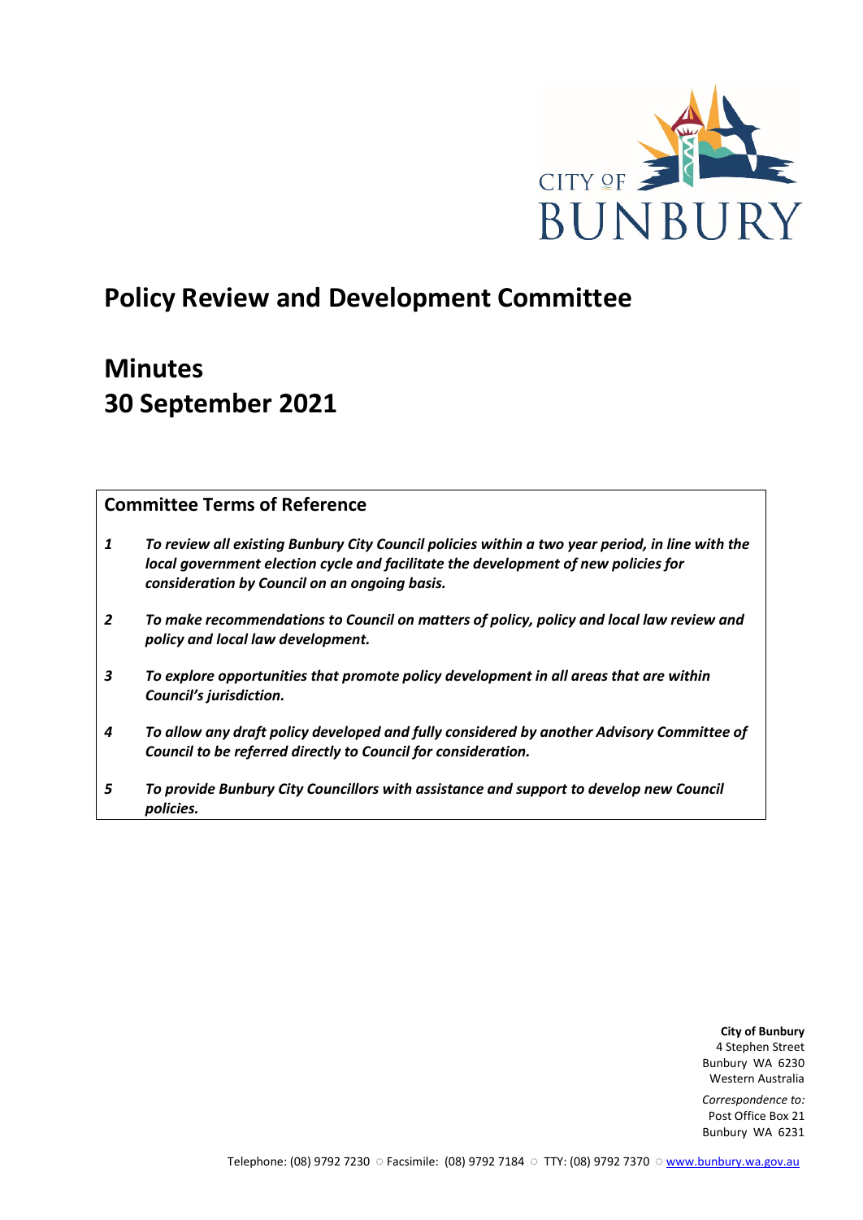# Policy Review and Development Committee

# Minutes
# 30 September 2021

## Committee Terms of Reference

1. ***To review all existing Bunbury City Council policies within a two year period, in line with the local government election cycle and facilitate the development of new policies for consideration by Council on an ongoing basis.***
2. ***To make recommendations to Council on matters of policy, policy and local law review and policy and local law development.***
3. ***To explore opportunities that promote policy development in all areas that are within Council's jurisdiction.***
4. ***To allow any draft policy developed and fully considered by another Advisory Committee of Council to be referred directly to Council for consideration.***
5. ***To provide Bunbury City Councillors with assistance and support to develop new Council policies.***

**City of Bunbury**
4 Stephen Street
Bunbury WA 6230
Western Australia

*Correspondence to:*
Post Office Box 21
Bunbury WA 6231

Telephone: (08) 9792 7230 ○ Facsimile: (08) 9792 7184 ○ TTY: (08) 9792 7370 ○ www.bunbury.wa.gov.au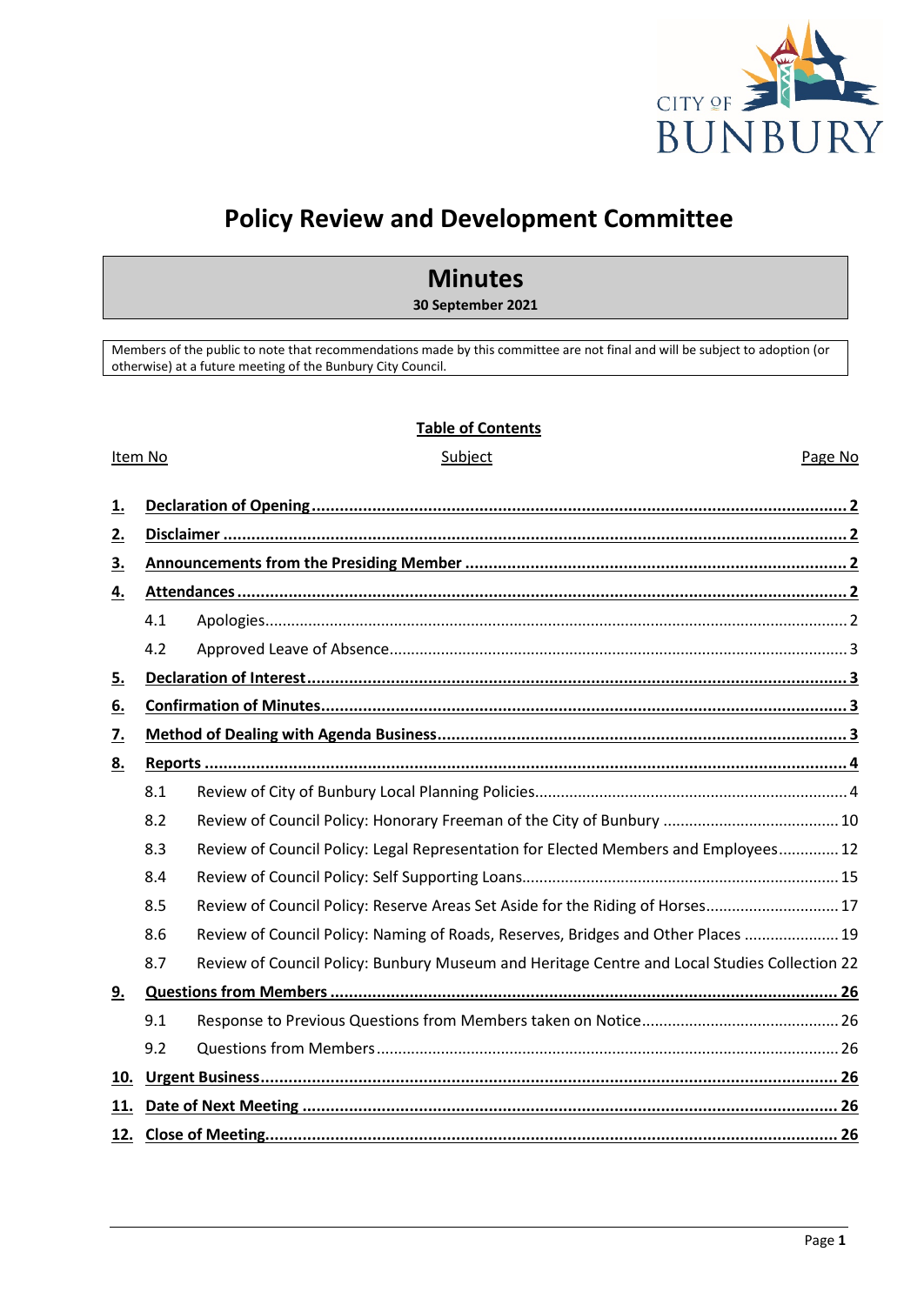# Policy Review and Development Committee

## Minutes

**30 September 2021**

Members of the public to note that recommendations made by this committee are not final and will be subject to adoption (or otherwise) at a future meeting of the Bunbury City Council.

**Table of Contents**

| Item No | Subject | Page No |
|---|---|---|
| **1.** | **Declaration of Opening** | **2** |
| **2.** | **Disclaimer** | **2** |
| **3.** | **Announcements from the Presiding Member** | **2** |
| **4.** | **Attendances** | **2** |
| 4.1 | Apologies | 2 |
| 4.2 | Approved Leave of Absence | 3 |
| **5.** | **Declaration of Interest** | **3** |
| **6.** | **Confirmation of Minutes** | **3** |
| **7.** | **Method of Dealing with Agenda Business** | **3** |
| **8.** | **Reports** | **4** |
| 8.1 | Review of City of Bunbury Local Planning Policies | 4 |
| 8.2 | Review of Council Policy: Honorary Freeman of the City of Bunbury | 10 |
| 8.3 | Review of Council Policy: Legal Representation for Elected Members and Employees | 12 |
| 8.4 | Review of Council Policy: Self Supporting Loans | 15 |
| 8.5 | Review of Council Policy: Reserve Areas Set Aside for the Riding of Horses | 17 |
| 8.6 | Review of Council Policy: Naming of Roads, Reserves, Bridges and Other Places | 19 |
| 8.7 | Review of Council Policy: Bunbury Museum and Heritage Centre and Local Studies Collection | 22 |
| **9.** | **Questions from Members** | **26** |
| 9.1 | Response to Previous Questions from Members taken on Notice | 26 |
| 9.2 | Questions from Members | 26 |
| **10.** | **Urgent Business** | **26** |
| **11.** | **Date of Next Meeting** | **26** |
| **12.** | **Close of Meeting** | **26** |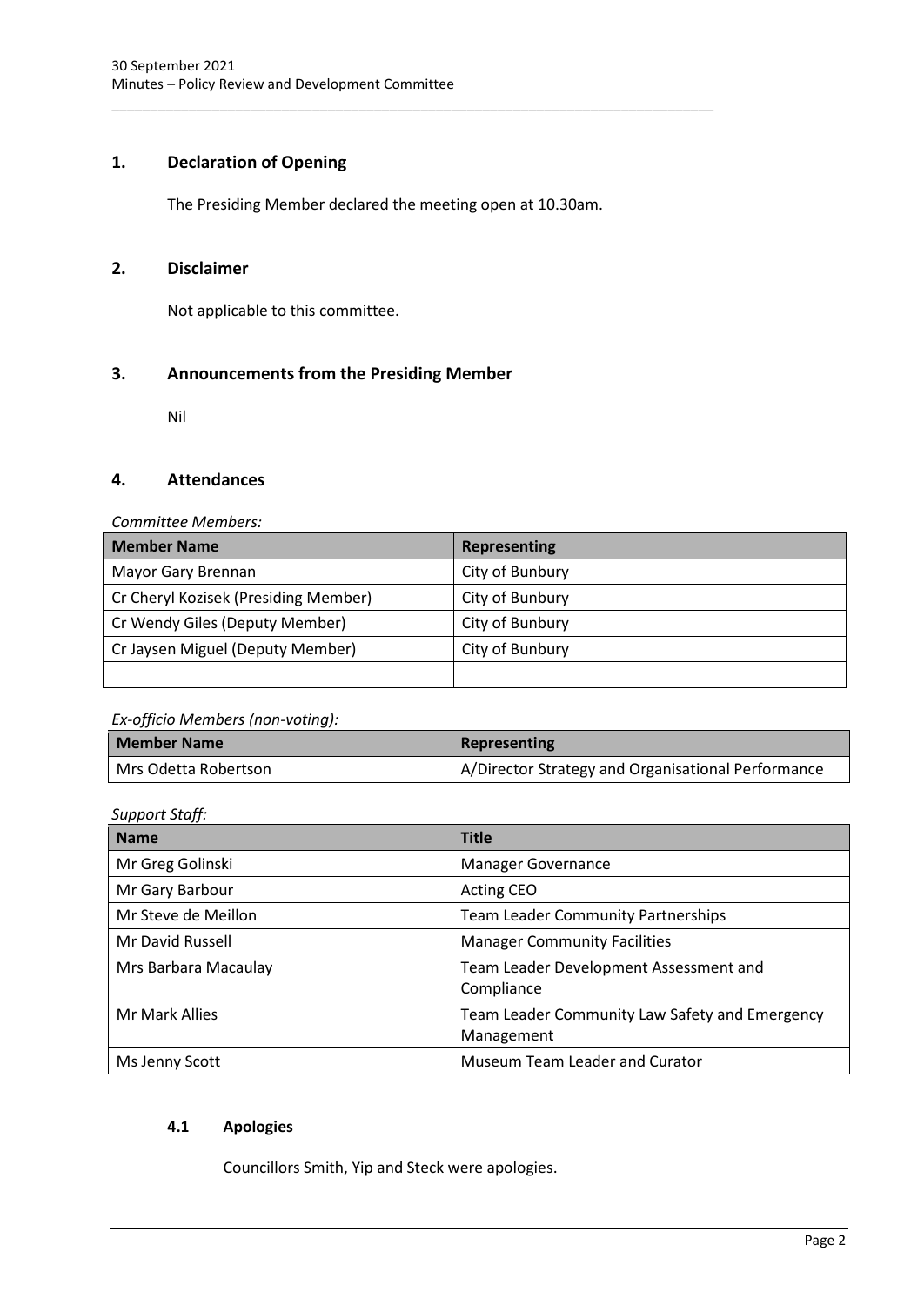## 1. Declaration of Opening

The Presiding Member declared the meeting open at 10.30am.

## 2. Disclaimer

Not applicable to this committee.

## 3. Announcements from the Presiding Member

Nil

## 4. Attendances

*Committee Members:*

| Member Name | Representing |
|---|---|
| Mayor Gary Brennan | City of Bunbury |
| Cr Cheryl Kozisek (Presiding Member) | City of Bunbury |
| Cr Wendy Giles (Deputy Member) | City of Bunbury |
| Cr Jaysen Miguel (Deputy Member) | City of Bunbury |
| | |

*Ex-officio Members (non-voting):*

| Member Name | Representing |
|---|---|
| Mrs Odetta Robertson | A/Director Strategy and Organisational Performance |

*Support Staff:*

| Name | Title |
|---|---|
| Mr Greg Golinski | Manager Governance |
| Mr Gary Barbour | Acting CEO |
| Mr Steve de Meillon | Team Leader Community Partnerships |
| Mr David Russell | Manager Community Facilities |
| Mrs Barbara Macaulay | Team Leader Development Assessment and Compliance |
| Mr Mark Allies | Team Leader Community Law Safety and Emergency Management |
| Ms Jenny Scott | Museum Team Leader and Curator |

### 4.1 Apologies

Councillors Smith, Yip and Steck were apologies.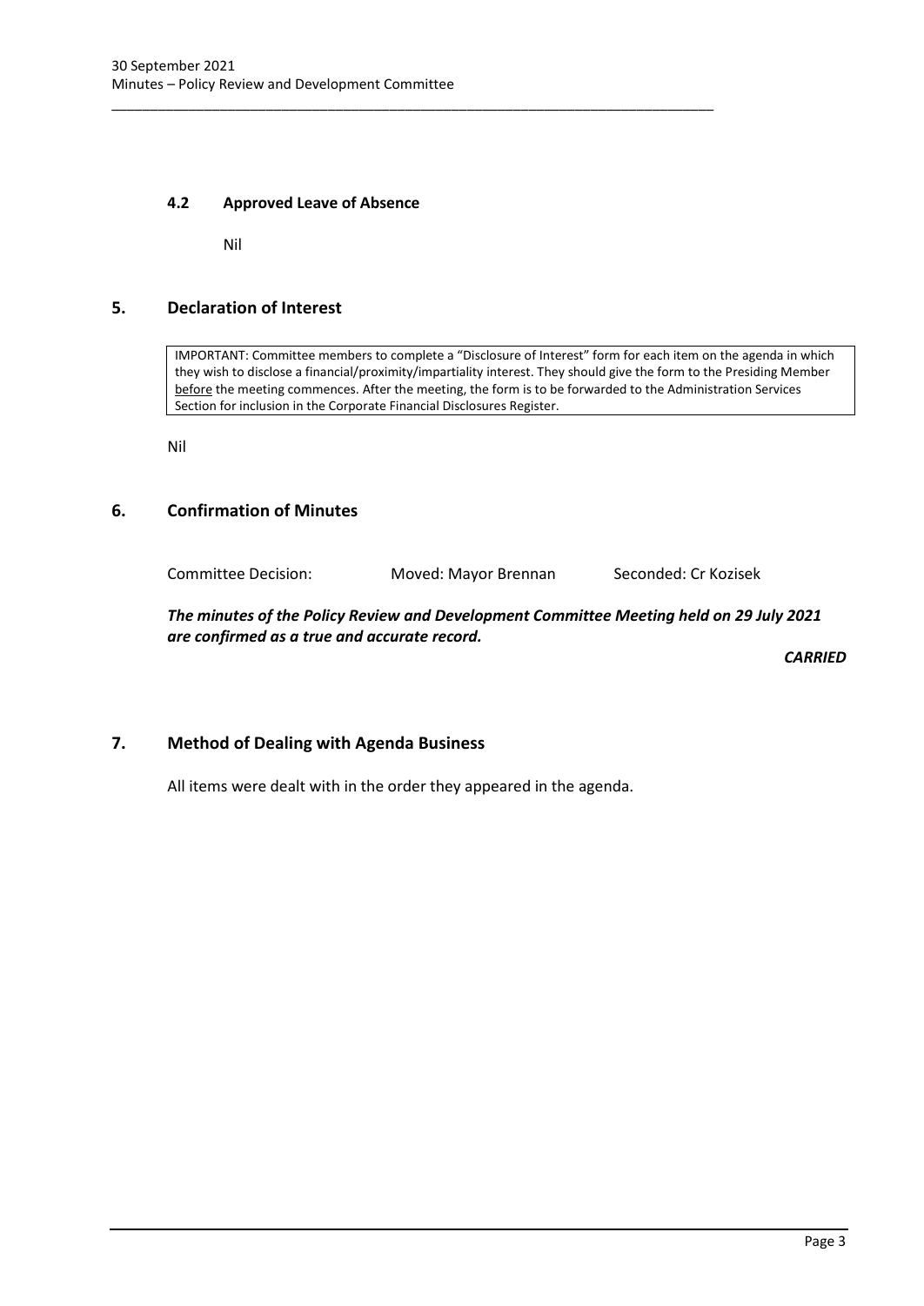### 4.2 Approved Leave of Absence

Nil

## 5. Declaration of Interest

> IMPORTANT: Committee members to complete a "Disclosure of Interest" form for each item on the agenda in which they wish to disclose a financial/proximity/impartiality interest. They should give the form to the Presiding Member <u>before</u> the meeting commences. After the meeting, the form is to be forwarded to the Administration Services Section for inclusion in the Corporate Financial Disclosures Register.

Nil

## 6. Confirmation of Minutes

Committee Decision: Moved: Mayor Brennan Seconded: Cr Kozisek

***The minutes of the Policy Review and Development Committee Meeting held on 29 July 2021 are confirmed as a true and accurate record.***

***CARRIED***

## 7. Method of Dealing with Agenda Business

All items were dealt with in the order they appeared in the agenda.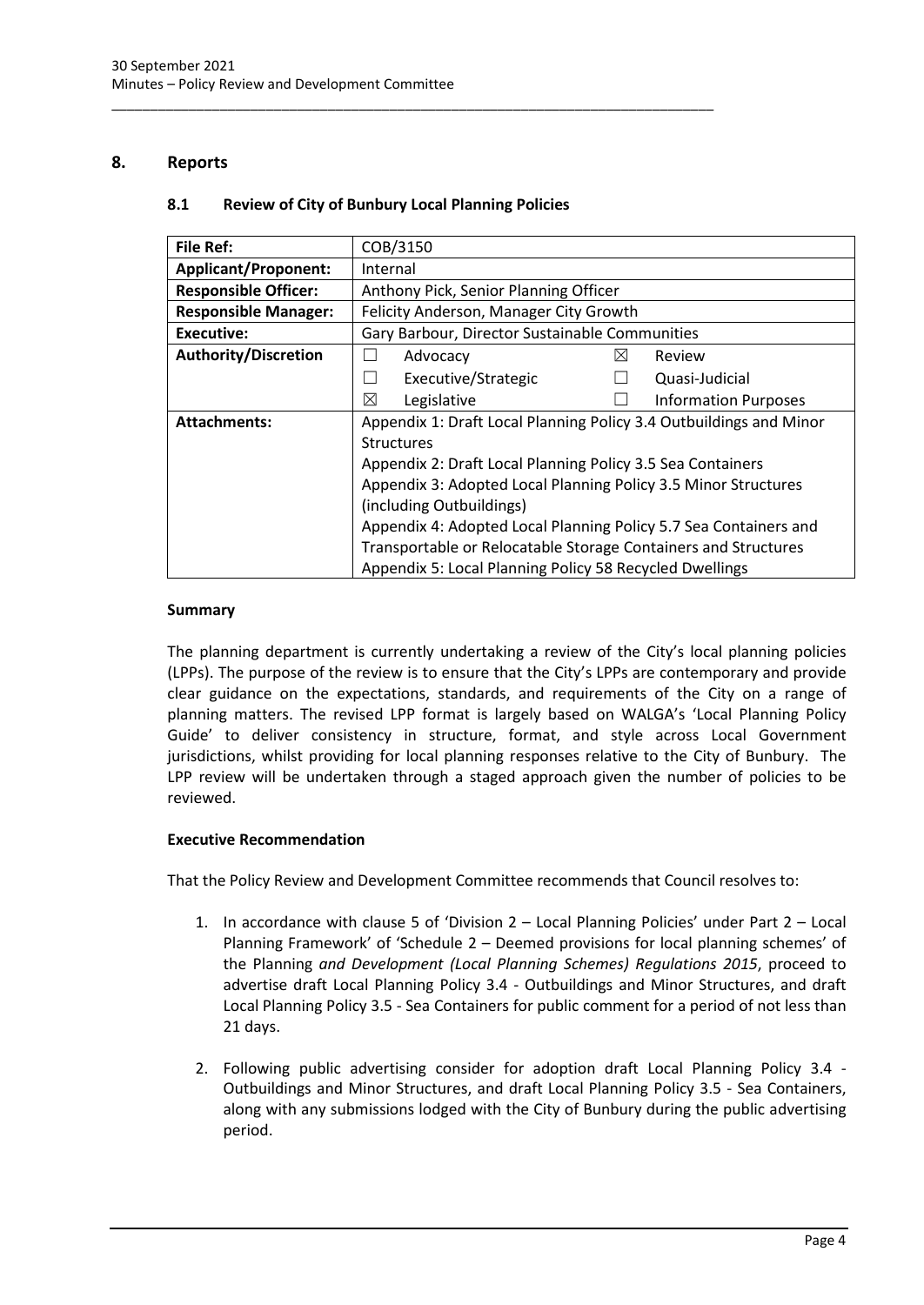## 8. Reports

### 8.1 Review of City of Bunbury Local Planning Policies

| **File Ref:** | COB/3150 |
|---|---|
| **Applicant/Proponent:** | Internal |
| **Responsible Officer:** | Anthony Pick, Senior Planning Officer |
| **Responsible Manager:** | Felicity Anderson, Manager City Growth |
| **Executive:** | Gary Barbour, Director Sustainable Communities |
| **Authority/Discretion** | ☐ Advocacy ☒ Review<br>☐ Executive/Strategic ☐ Quasi-Judicial<br>☒ Legislative ☐ Information Purposes |
| **Attachments:** | Appendix 1: Draft Local Planning Policy 3.4 Outbuildings and Minor Structures<br>Appendix 2: Draft Local Planning Policy 3.5 Sea Containers<br>Appendix 3: Adopted Local Planning Policy 3.5 Minor Structures (including Outbuildings)<br>Appendix 4: Adopted Local Planning Policy 5.7 Sea Containers and Transportable or Relocatable Storage Containers and Structures<br>Appendix 5: Local Planning Policy 58 Recycled Dwellings |

#### Summary

The planning department is currently undertaking a review of the City's local planning policies (LPPs). The purpose of the review is to ensure that the City's LPPs are contemporary and provide clear guidance on the expectations, standards, and requirements of the City on a range of planning matters. The revised LPP format is largely based on WALGA's 'Local Planning Policy Guide' to deliver consistency in structure, format, and style across Local Government jurisdictions, whilst providing for local planning responses relative to the City of Bunbury. The LPP review will be undertaken through a staged approach given the number of policies to be reviewed.

#### Executive Recommendation

That the Policy Review and Development Committee recommends that Council resolves to:

1. In accordance with clause 5 of 'Division 2 – Local Planning Policies' under Part 2 – Local Planning Framework' of 'Schedule 2 – Deemed provisions for local planning schemes' of the Planning *and Development (Local Planning Schemes) Regulations 2015*, proceed to advertise draft Local Planning Policy 3.4 - Outbuildings and Minor Structures, and draft Local Planning Policy 3.5 - Sea Containers for public comment for a period of not less than 21 days.

2. Following public advertising consider for adoption draft Local Planning Policy 3.4 - Outbuildings and Minor Structures, and draft Local Planning Policy 3.5 - Sea Containers, along with any submissions lodged with the City of Bunbury during the public advertising period.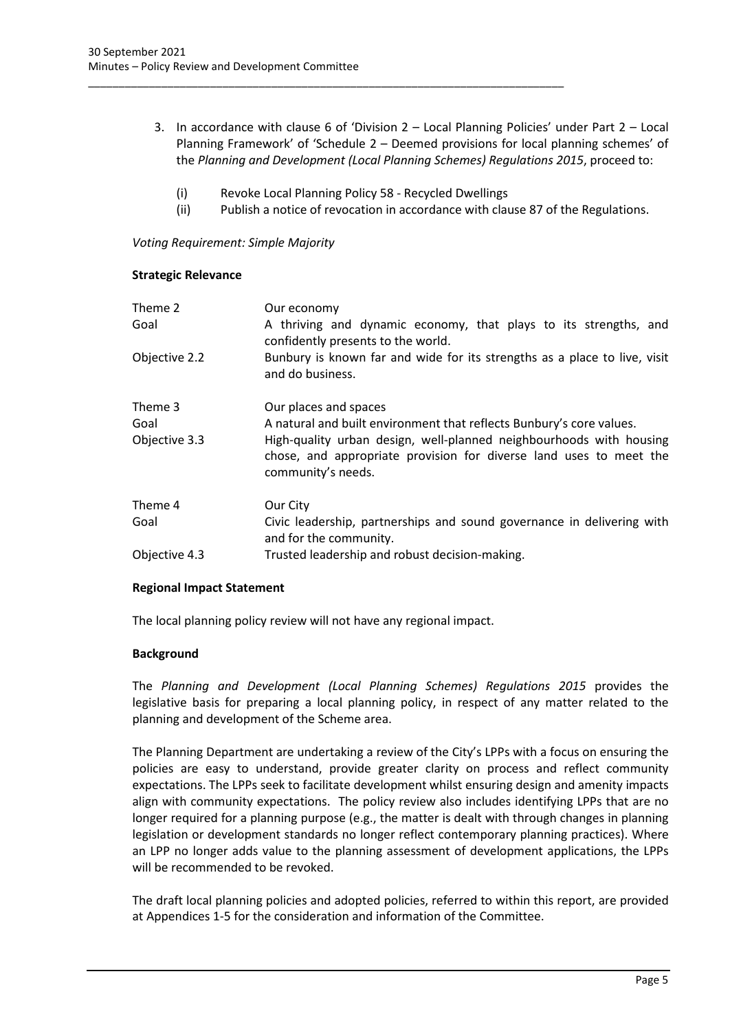3. In accordance with clause 6 of 'Division 2 – Local Planning Policies' under Part 2 – Local Planning Framework' of 'Schedule 2 – Deemed provisions for local planning schemes' of the *Planning and Development (Local Planning Schemes) Regulations 2015*, proceed to:

   (i) Revoke Local Planning Policy 58 - Recycled Dwellings
   (ii) Publish a notice of revocation in accordance with clause 87 of the Regulations.

*Voting Requirement: Simple Majority*

**Strategic Relevance**

| | |
|---|---|
| Theme 2 | Our economy |
| Goal | A thriving and dynamic economy, that plays to its strengths, and confidently presents to the world. |
| Objective 2.2 | Bunbury is known far and wide for its strengths as a place to live, visit and do business. |
| Theme 3 | Our places and spaces |
| Goal | A natural and built environment that reflects Bunbury's core values. |
| Objective 3.3 | High-quality urban design, well-planned neighbourhoods with housing chose, and appropriate provision for diverse land uses to meet the community's needs. |
| Theme 4 | Our City |
| Goal | Civic leadership, partnerships and sound governance in delivering with and for the community. |
| Objective 4.3 | Trusted leadership and robust decision-making. |

**Regional Impact Statement**

The local planning policy review will not have any regional impact.

**Background**

The *Planning and Development (Local Planning Schemes) Regulations 2015* provides the legislative basis for preparing a local planning policy, in respect of any matter related to the planning and development of the Scheme area.

The Planning Department are undertaking a review of the City's LPPs with a focus on ensuring the policies are easy to understand, provide greater clarity on process and reflect community expectations. The LPPs seek to facilitate development whilst ensuring design and amenity impacts align with community expectations. The policy review also includes identifying LPPs that are no longer required for a planning purpose (e.g., the matter is dealt with through changes in planning legislation or development standards no longer reflect contemporary planning practices). Where an LPP no longer adds value to the planning assessment of development applications, the LPPs will be recommended to be revoked.

The draft local planning policies and adopted policies, referred to within this report, are provided at Appendices 1-5 for the consideration and information of the Committee.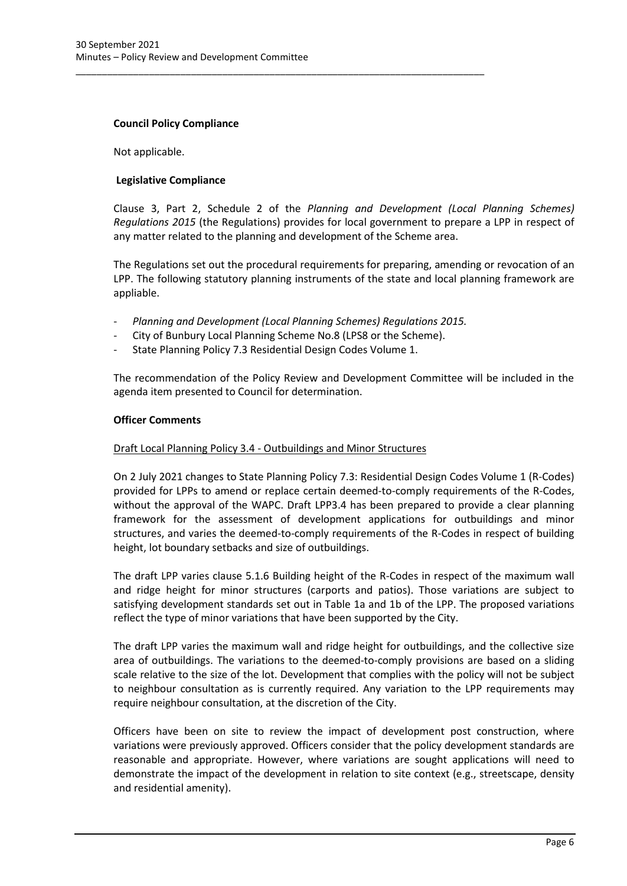**Council Policy Compliance**

Not applicable.

**Legislative Compliance**

Clause 3, Part 2, Schedule 2 of the *Planning and Development (Local Planning Schemes) Regulations 2015* (the Regulations) provides for local government to prepare a LPP in respect of any matter related to the planning and development of the Scheme area.

The Regulations set out the procedural requirements for preparing, amending or revocation of an LPP. The following statutory planning instruments of the state and local planning framework are appliable.

- *Planning and Development (Local Planning Schemes) Regulations 2015.*
- City of Bunbury Local Planning Scheme No.8 (LPS8 or the Scheme).
- State Planning Policy 7.3 Residential Design Codes Volume 1.

The recommendation of the Policy Review and Development Committee will be included in the agenda item presented to Council for determination.

**Officer Comments**

Draft Local Planning Policy 3.4 - Outbuildings and Minor Structures

On 2 July 2021 changes to State Planning Policy 7.3: Residential Design Codes Volume 1 (R-Codes) provided for LPPs to amend or replace certain deemed-to-comply requirements of the R-Codes, without the approval of the WAPC. Draft LPP3.4 has been prepared to provide a clear planning framework for the assessment of development applications for outbuildings and minor structures, and varies the deemed-to-comply requirements of the R-Codes in respect of building height, lot boundary setbacks and size of outbuildings.

The draft LPP varies clause 5.1.6 Building height of the R-Codes in respect of the maximum wall and ridge height for minor structures (carports and patios). Those variations are subject to satisfying development standards set out in Table 1a and 1b of the LPP. The proposed variations reflect the type of minor variations that have been supported by the City.

The draft LPP varies the maximum wall and ridge height for outbuildings, and the collective size area of outbuildings. The variations to the deemed-to-comply provisions are based on a sliding scale relative to the size of the lot. Development that complies with the policy will not be subject to neighbour consultation as is currently required. Any variation to the LPP requirements may require neighbour consultation, at the discretion of the City.

Officers have been on site to review the impact of development post construction, where variations were previously approved. Officers consider that the policy development standards are reasonable and appropriate. However, where variations are sought applications will need to demonstrate the impact of the development in relation to site context (e.g., streetscape, density and residential amenity).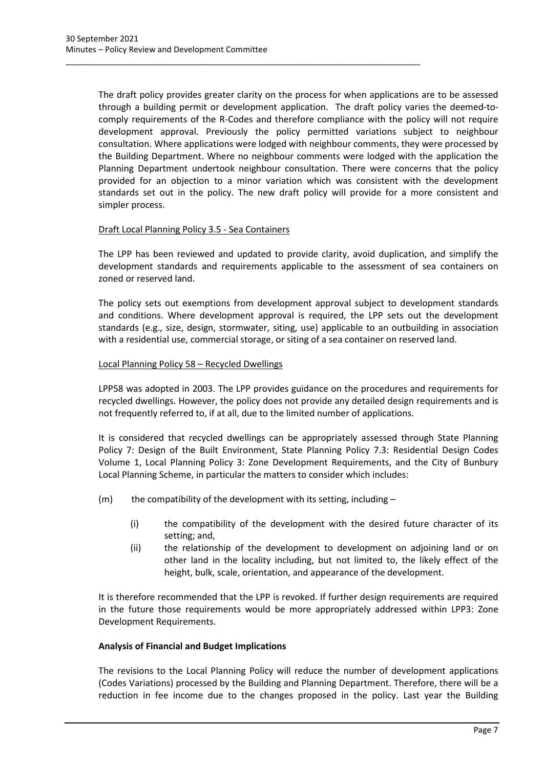The draft policy provides greater clarity on the process for when applications are to be assessed through a building permit or development application. The draft policy varies the deemed-to-comply requirements of the R-Codes and therefore compliance with the policy will not require development approval. Previously the policy permitted variations subject to neighbour consultation. Where applications were lodged with neighbour comments, they were processed by the Building Department. Where no neighbour comments were lodged with the application the Planning Department undertook neighbour consultation. There were concerns that the policy provided for an objection to a minor variation which was consistent with the development standards set out in the policy. The new draft policy will provide for a more consistent and simpler process.

Draft Local Planning Policy 3.5 - Sea Containers

The LPP has been reviewed and updated to provide clarity, avoid duplication, and simplify the development standards and requirements applicable to the assessment of sea containers on zoned or reserved land.

The policy sets out exemptions from development approval subject to development standards and conditions. Where development approval is required, the LPP sets out the development standards (e.g., size, design, stormwater, siting, use) applicable to an outbuilding in association with a residential use, commercial storage, or siting of a sea container on reserved land.

Local Planning Policy 58 – Recycled Dwellings

LPP58 was adopted in 2003. The LPP provides guidance on the procedures and requirements for recycled dwellings. However, the policy does not provide any detailed design requirements and is not frequently referred to, if at all, due to the limited number of applications.

It is considered that recycled dwellings can be appropriately assessed through State Planning Policy 7: Design of the Built Environment, State Planning Policy 7.3: Residential Design Codes Volume 1, Local Planning Policy 3: Zone Development Requirements, and the City of Bunbury Local Planning Scheme, in particular the matters to consider which includes:

(m) the compatibility of the development with its setting, including –

  (i) the compatibility of the development with the desired future character of its setting; and,

  (ii) the relationship of the development to development on adjoining land or on other land in the locality including, but not limited to, the likely effect of the height, bulk, scale, orientation, and appearance of the development.

It is therefore recommended that the LPP is revoked. If further design requirements are required in the future those requirements would be more appropriately addressed within LPP3: Zone Development Requirements.

**Analysis of Financial and Budget Implications**

The revisions to the Local Planning Policy will reduce the number of development applications (Codes Variations) processed by the Building and Planning Department. Therefore, there will be a reduction in fee income due to the changes proposed in the policy. Last year the Building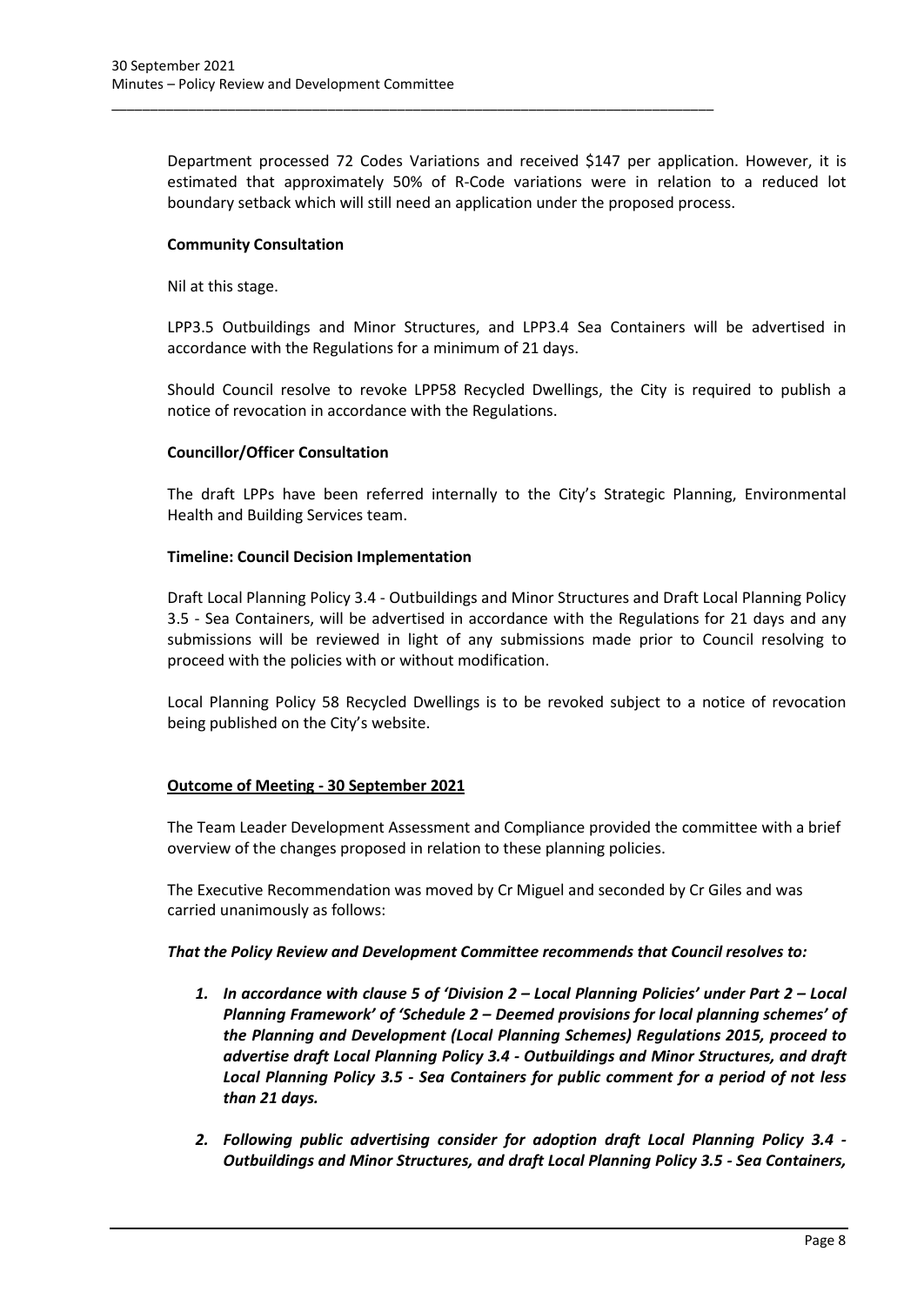Department processed 72 Codes Variations and received $147 per application. However, it is estimated that approximately 50% of R-Code variations were in relation to a reduced lot boundary setback which will still need an application under the proposed process.

**Community Consultation**

Nil at this stage.

LPP3.5 Outbuildings and Minor Structures, and LPP3.4 Sea Containers will be advertised in accordance with the Regulations for a minimum of 21 days.

Should Council resolve to revoke LPP58 Recycled Dwellings, the City is required to publish a notice of revocation in accordance with the Regulations.

**Councillor/Officer Consultation**

The draft LPPs have been referred internally to the City's Strategic Planning, Environmental Health and Building Services team.

**Timeline: Council Decision Implementation**

Draft Local Planning Policy 3.4 - Outbuildings and Minor Structures and Draft Local Planning Policy 3.5 - Sea Containers, will be advertised in accordance with the Regulations for 21 days and any submissions will be reviewed in light of any submissions made prior to Council resolving to proceed with the policies with or without modification.

Local Planning Policy 58 Recycled Dwellings is to be revoked subject to a notice of revocation being published on the City's website.

**Outcome of Meeting - 30 September 2021**

The Team Leader Development Assessment and Compliance provided the committee with a brief overview of the changes proposed in relation to these planning policies.

The Executive Recommendation was moved by Cr Miguel and seconded by Cr Giles and was carried unanimously as follows:

***That the Policy Review and Development Committee recommends that Council resolves to:***

1. ***In accordance with clause 5 of 'Division 2 – Local Planning Policies' under Part 2 – Local Planning Framework' of 'Schedule 2 – Deemed provisions for local planning schemes' of the Planning and Development (Local Planning Schemes) Regulations 2015, proceed to advertise draft Local Planning Policy 3.4 - Outbuildings and Minor Structures, and draft Local Planning Policy 3.5 - Sea Containers for public comment for a period of not less than 21 days.***

2. ***Following public advertising consider for adoption draft Local Planning Policy 3.4 - Outbuildings and Minor Structures, and draft Local Planning Policy 3.5 - Sea Containers,***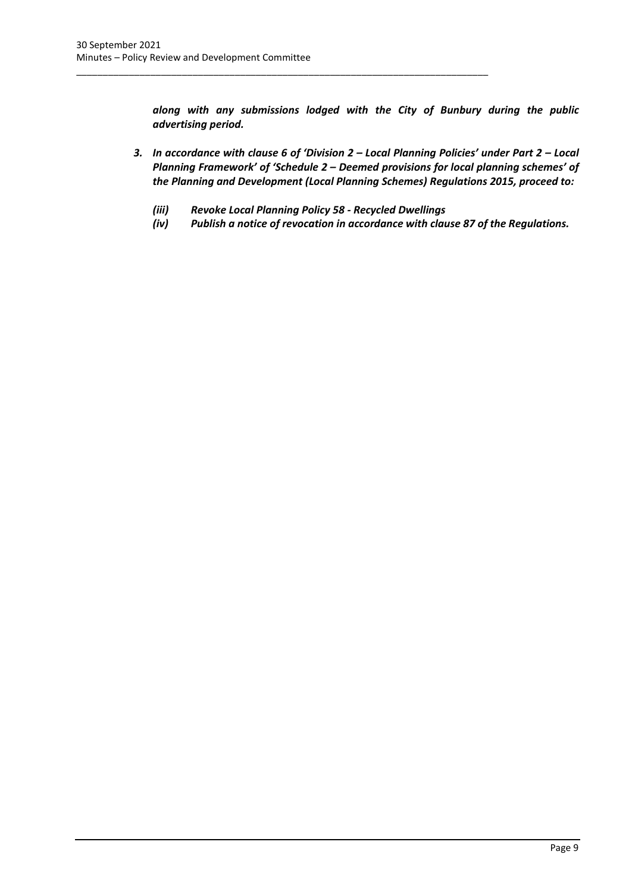***along with any submissions lodged with the City of Bunbury during the public advertising period.***

3. ***In accordance with clause 6 of 'Division 2 – Local Planning Policies' under Part 2 – Local Planning Framework' of 'Schedule 2 – Deemed provisions for local planning schemes' of the Planning and Development (Local Planning Schemes) Regulations 2015, proceed to:***

   ***(iii) Revoke Local Planning Policy 58 - Recycled Dwellings***
   
   ***(iv) Publish a notice of revocation in accordance with clause 87 of the Regulations.***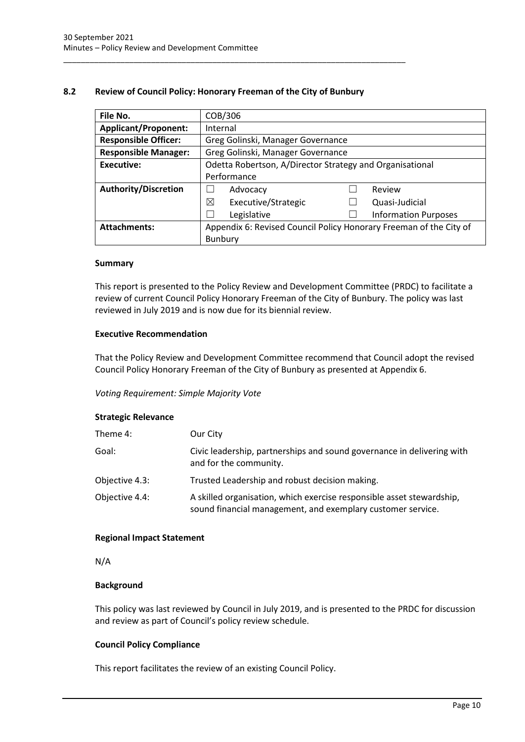## 8.2 Review of Council Policy: Honorary Freeman of the City of Bunbury

| File No. | COB/306 | | | |
|---|---|---|---|---|
| **Applicant/Proponent:** | Internal | | | |
| **Responsible Officer:** | Greg Golinski, Manager Governance | | | |
| **Responsible Manager:** | Greg Golinski, Manager Governance | | | |
| **Executive:** | Odetta Robertson, A/Director Strategy and Organisational Performance | | | |
| **Authority/Discretion** | ☐ | Advocacy | ☐ | Review |
| | ☒ | Executive/Strategic | ☐ | Quasi-Judicial |
| | ☐ | Legislative | ☐ | Information Purposes |
| **Attachments:** | Appendix 6: Revised Council Policy Honorary Freeman of the City of Bunbury | | | |

### Summary

This report is presented to the Policy Review and Development Committee (PRDC) to facilitate a review of current Council Policy Honorary Freeman of the City of Bunbury. The policy was last reviewed in July 2019 and is now due for its biennial review.

### Executive Recommendation

That the Policy Review and Development Committee recommend that Council adopt the revised Council Policy Honorary Freeman of the City of Bunbury as presented at Appendix 6.

*Voting Requirement: Simple Majority Vote*

### Strategic Relevance

| | |
|---|---|
| Theme 4: | Our City |
| Goal: | Civic leadership, partnerships and sound governance in delivering with and for the community. |
| Objective 4.3: | Trusted Leadership and robust decision making. |
| Objective 4.4: | A skilled organisation, which exercise responsible asset stewardship, sound financial management, and exemplary customer service. |

### Regional Impact Statement

N/A

### Background

This policy was last reviewed by Council in July 2019, and is presented to the PRDC for discussion and review as part of Council's policy review schedule.

### Council Policy Compliance

This report facilitates the review of an existing Council Policy.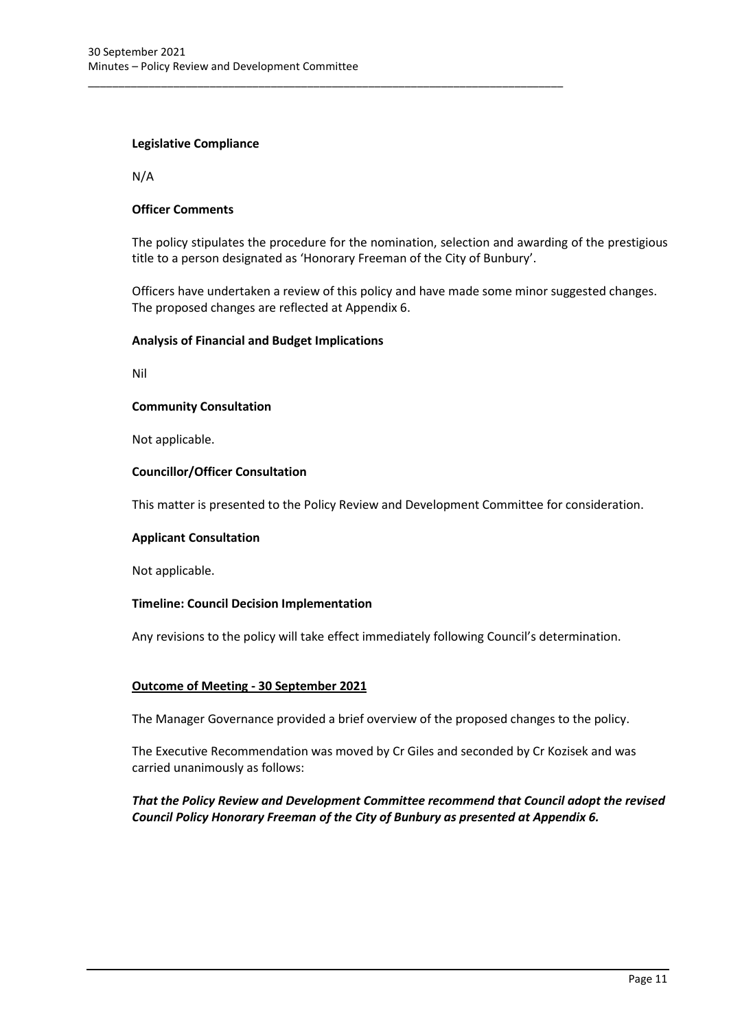**Legislative Compliance**

N/A

**Officer Comments**

The policy stipulates the procedure for the nomination, selection and awarding of the prestigious title to a person designated as 'Honorary Freeman of the City of Bunbury'.

Officers have undertaken a review of this policy and have made some minor suggested changes. The proposed changes are reflected at Appendix 6.

**Analysis of Financial and Budget Implications**

Nil

**Community Consultation**

Not applicable.

**Councillor/Officer Consultation**

This matter is presented to the Policy Review and Development Committee for consideration.

**Applicant Consultation**

Not applicable.

**Timeline: Council Decision Implementation**

Any revisions to the policy will take effect immediately following Council's determination.

**Outcome of Meeting - 30 September 2021**

The Manager Governance provided a brief overview of the proposed changes to the policy.

The Executive Recommendation was moved by Cr Giles and seconded by Cr Kozisek and was carried unanimously as follows:

***That the Policy Review and Development Committee recommend that Council adopt the revised Council Policy Honorary Freeman of the City of Bunbury as presented at Appendix 6.***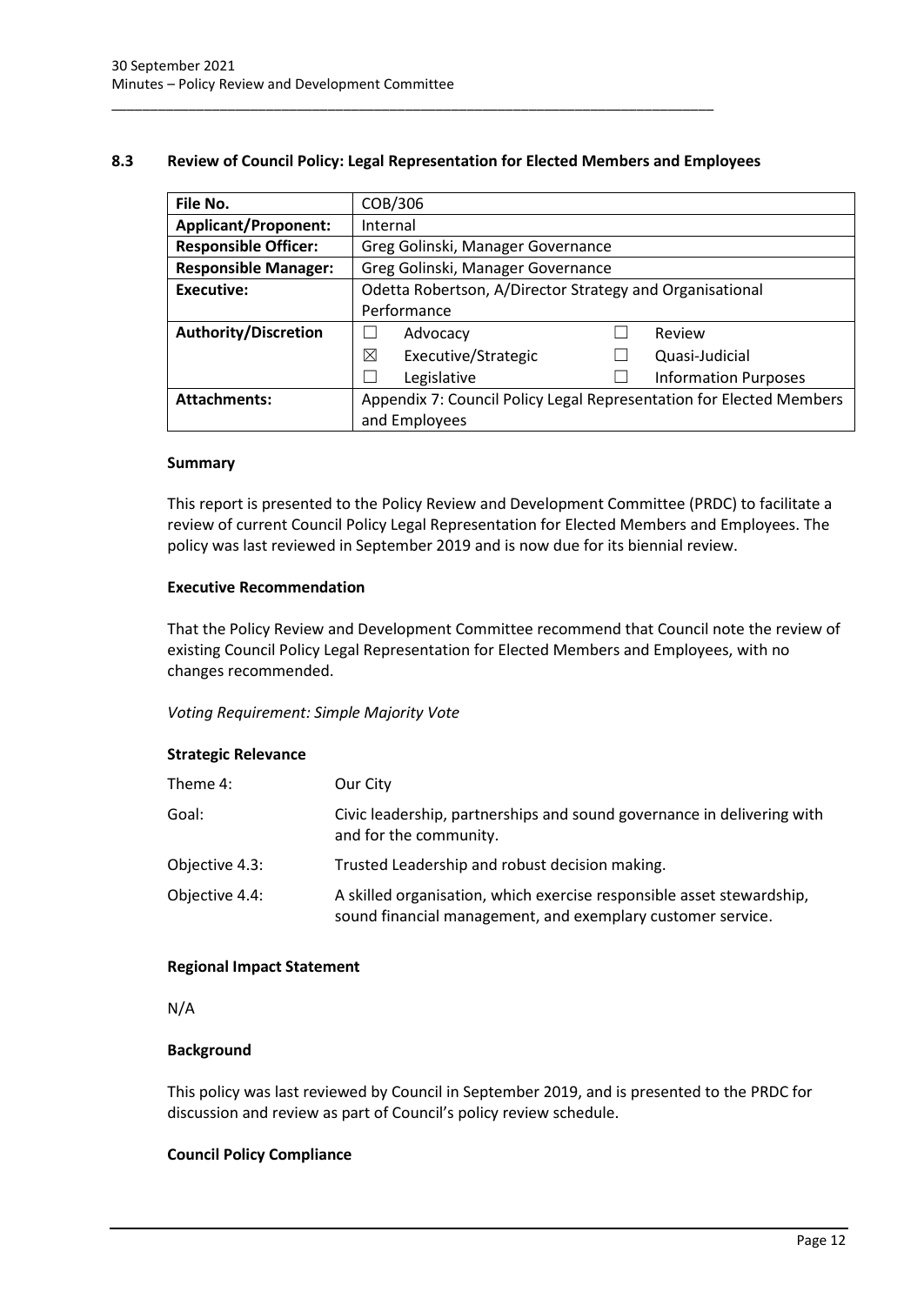### 8.3 Review of Council Policy: Legal Representation for Elected Members and Employees

| File No. | COB/306 |
|---|---|
| **Applicant/Proponent:** | Internal |
| **Responsible Officer:** | Greg Golinski, Manager Governance |
| **Responsible Manager:** | Greg Golinski, Manager Governance |
| **Executive:** | Odetta Robertson, A/Director Strategy and Organisational Performance |
| **Authority/Discretion** | ☐ Advocacy ☐ Review<br>☒ Executive/Strategic ☐ Quasi-Judicial<br>☐ Legislative ☐ Information Purposes |
| **Attachments:** | Appendix 7: Council Policy Legal Representation for Elected Members and Employees |

#### Summary

This report is presented to the Policy Review and Development Committee (PRDC) to facilitate a review of current Council Policy Legal Representation for Elected Members and Employees. The policy was last reviewed in September 2019 and is now due for its biennial review.

#### Executive Recommendation

That the Policy Review and Development Committee recommend that Council note the review of existing Council Policy Legal Representation for Elected Members and Employees, with no changes recommended.

*Voting Requirement: Simple Majority Vote*

#### Strategic Relevance

| | |
|---|---|
| Theme 4: | Our City |
| Goal: | Civic leadership, partnerships and sound governance in delivering with and for the community. |
| Objective 4.3: | Trusted Leadership and robust decision making. |
| Objective 4.4: | A skilled organisation, which exercise responsible asset stewardship, sound financial management, and exemplary customer service. |

#### Regional Impact Statement

N/A

#### Background

This policy was last reviewed by Council in September 2019, and is presented to the PRDC for discussion and review as part of Council's policy review schedule.

#### Council Policy Compliance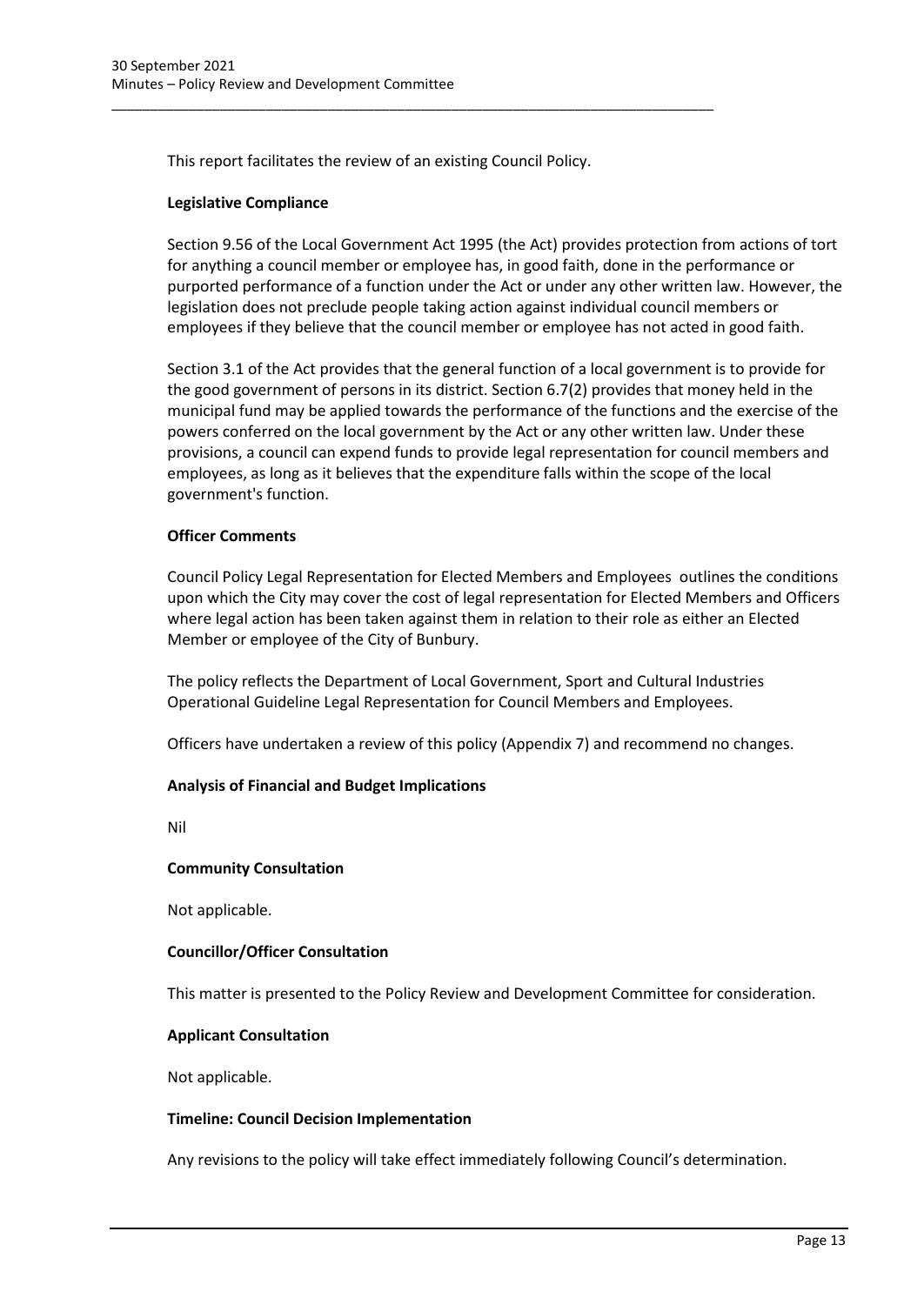This report facilitates the review of an existing Council Policy.

**Legislative Compliance**

Section 9.56 of the Local Government Act 1995 (the Act) provides protection from actions of tort for anything a council member or employee has, in good faith, done in the performance or purported performance of a function under the Act or under any other written law. However, the legislation does not preclude people taking action against individual council members or employees if they believe that the council member or employee has not acted in good faith.

Section 3.1 of the Act provides that the general function of a local government is to provide for the good government of persons in its district. Section 6.7(2) provides that money held in the municipal fund may be applied towards the performance of the functions and the exercise of the powers conferred on the local government by the Act or any other written law. Under these provisions, a council can expend funds to provide legal representation for council members and employees, as long as it believes that the expenditure falls within the scope of the local government's function.

**Officer Comments**

Council Policy Legal Representation for Elected Members and Employees outlines the conditions upon which the City may cover the cost of legal representation for Elected Members and Officers where legal action has been taken against them in relation to their role as either an Elected Member or employee of the City of Bunbury.

The policy reflects the Department of Local Government, Sport and Cultural Industries Operational Guideline Legal Representation for Council Members and Employees.

Officers have undertaken a review of this policy (Appendix 7) and recommend no changes.

**Analysis of Financial and Budget Implications**

Nil

**Community Consultation**

Not applicable.

**Councillor/Officer Consultation**

This matter is presented to the Policy Review and Development Committee for consideration.

**Applicant Consultation**

Not applicable.

**Timeline: Council Decision Implementation**

Any revisions to the policy will take effect immediately following Council's determination.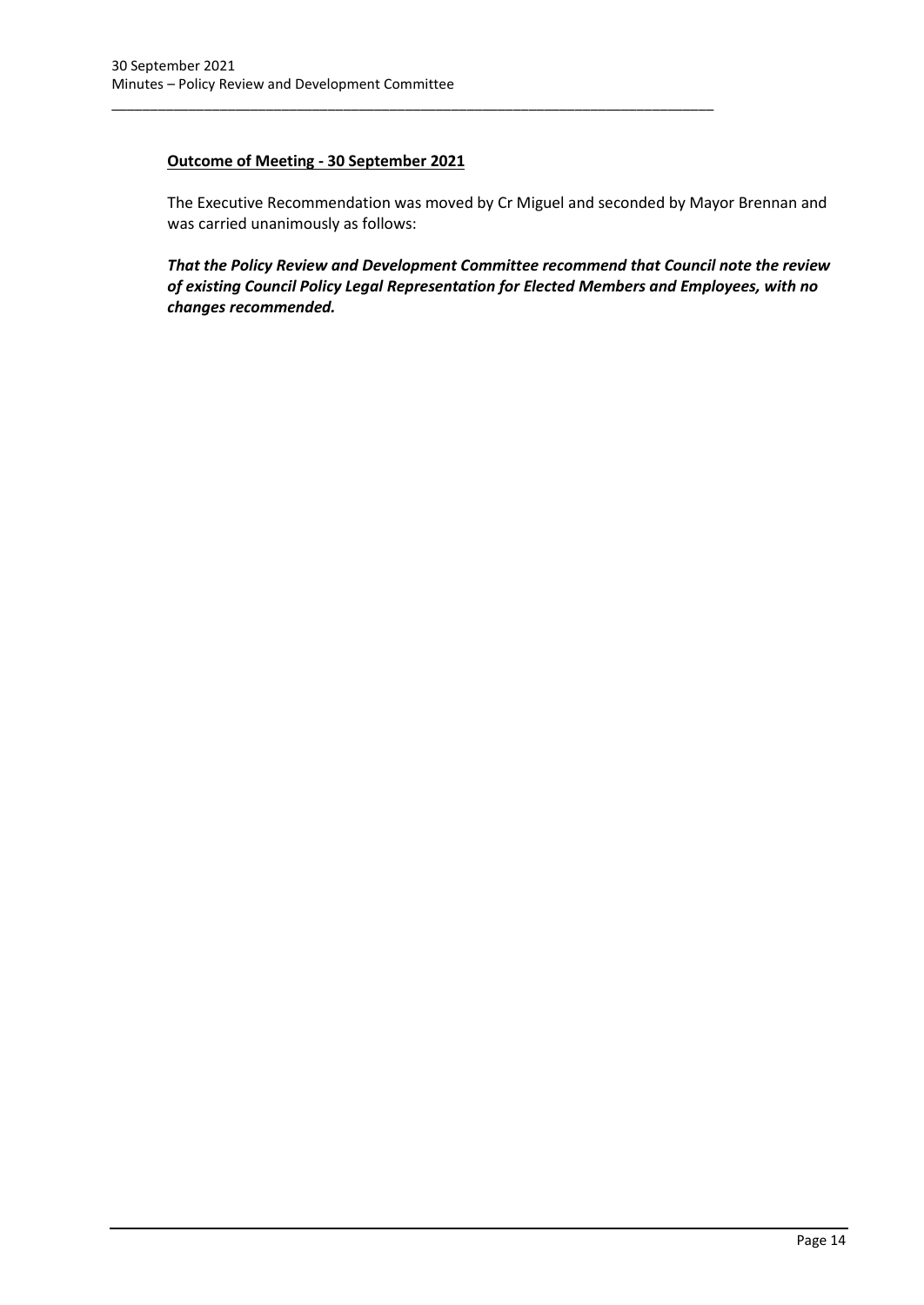**Outcome of Meeting - 30 September 2021**

The Executive Recommendation was moved by Cr Miguel and seconded by Mayor Brennan and was carried unanimously as follows:

***That the Policy Review and Development Committee recommend that Council note the review of existing Council Policy Legal Representation for Elected Members and Employees, with no changes recommended.***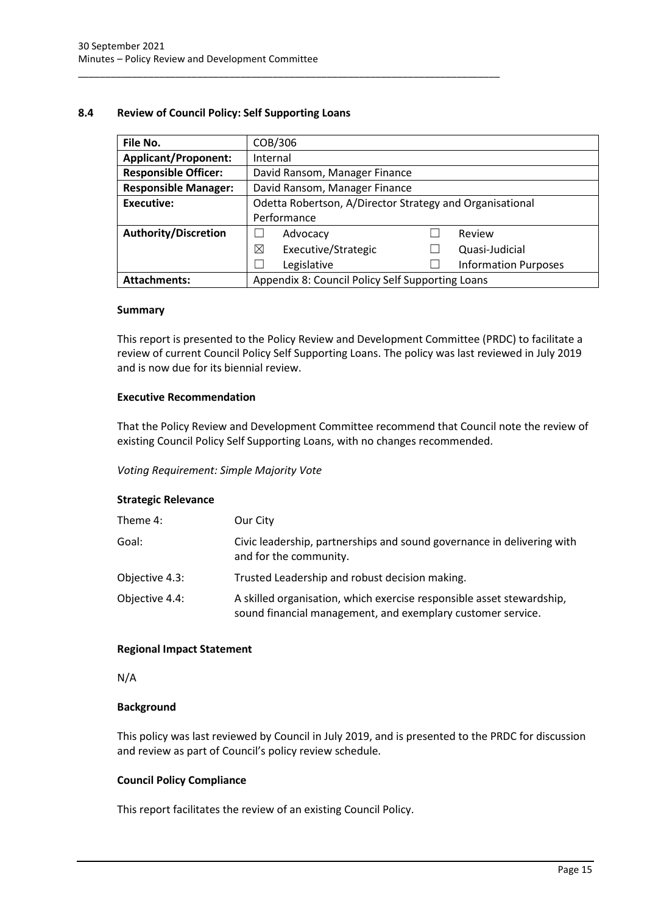## 8.4 Review of Council Policy: Self Supporting Loans

| File No. | COB/306 | | | |
|---|---|---|---|---|
| **Applicant/Proponent:** | Internal | | | |
| **Responsible Officer:** | David Ransom, Manager Finance | | | |
| **Responsible Manager:** | David Ransom, Manager Finance | | | |
| **Executive:** | Odetta Robertson, A/Director Strategy and Organisational Performance | | | |
| **Authority/Discretion** | ☐ | Advocacy | ☐ | Review |
| | ☒ | Executive/Strategic | ☐ | Quasi-Judicial |
| | ☐ | Legislative | ☐ | Information Purposes |
| **Attachments:** | Appendix 8: Council Policy Self Supporting Loans | | | |

### Summary

This report is presented to the Policy Review and Development Committee (PRDC) to facilitate a review of current Council Policy Self Supporting Loans. The policy was last reviewed in July 2019 and is now due for its biennial review.

### Executive Recommendation

That the Policy Review and Development Committee recommend that Council note the review of existing Council Policy Self Supporting Loans, with no changes recommended.

*Voting Requirement: Simple Majority Vote*

### Strategic Relevance

| | |
|---|---|
| Theme 4: | Our City |
| Goal: | Civic leadership, partnerships and sound governance in delivering with and for the community. |
| Objective 4.3: | Trusted Leadership and robust decision making. |
| Objective 4.4: | A skilled organisation, which exercise responsible asset stewardship, sound financial management, and exemplary customer service. |

### Regional Impact Statement

N/A

### Background

This policy was last reviewed by Council in July 2019, and is presented to the PRDC for discussion and review as part of Council's policy review schedule.

### Council Policy Compliance

This report facilitates the review of an existing Council Policy.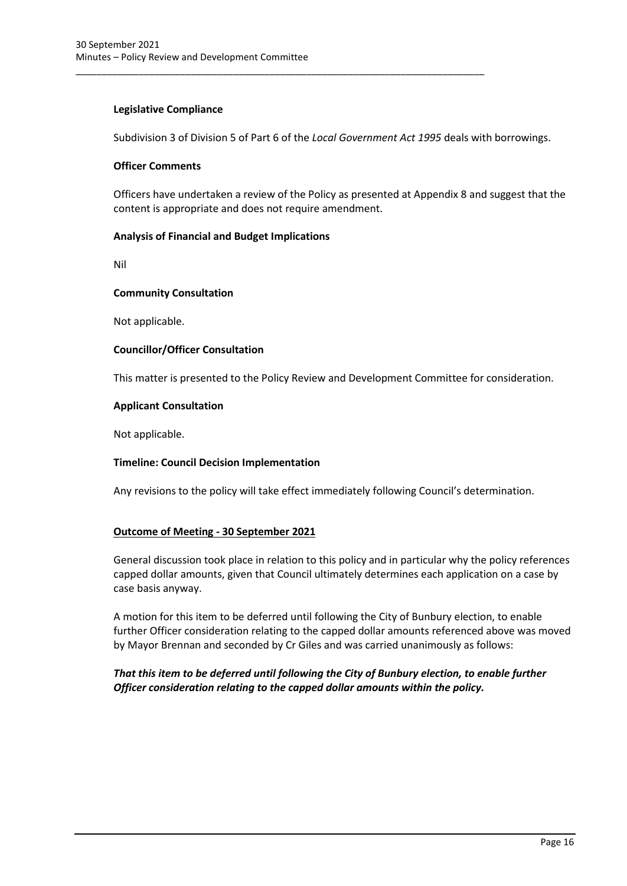**Legislative Compliance**

Subdivision 3 of Division 5 of Part 6 of the *Local Government Act 1995* deals with borrowings.

**Officer Comments**

Officers have undertaken a review of the Policy as presented at Appendix 8 and suggest that the content is appropriate and does not require amendment.

**Analysis of Financial and Budget Implications**

Nil

**Community Consultation**

Not applicable.

**Councillor/Officer Consultation**

This matter is presented to the Policy Review and Development Committee for consideration.

**Applicant Consultation**

Not applicable.

**Timeline: Council Decision Implementation**

Any revisions to the policy will take effect immediately following Council's determination.

**Outcome of Meeting - 30 September 2021**

General discussion took place in relation to this policy and in particular why the policy references capped dollar amounts, given that Council ultimately determines each application on a case by case basis anyway.

A motion for this item to be deferred until following the City of Bunbury election, to enable further Officer consideration relating to the capped dollar amounts referenced above was moved by Mayor Brennan and seconded by Cr Giles and was carried unanimously as follows:

***That this item to be deferred until following the City of Bunbury election, to enable further Officer consideration relating to the capped dollar amounts within the policy.***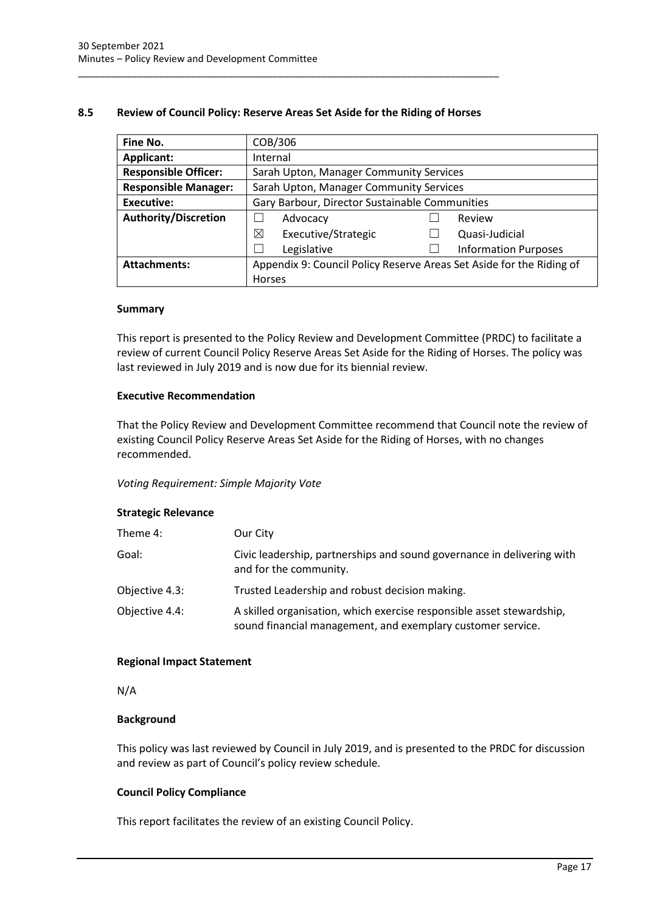## 8.5 Review of Council Policy: Reserve Areas Set Aside for the Riding of Horses

| Fine No. | COB/306 | | | |
|---|---|---|---|---|
| **Applicant:** | Internal | | | |
| **Responsible Officer:** | Sarah Upton, Manager Community Services | | | |
| **Responsible Manager:** | Sarah Upton, Manager Community Services | | | |
| **Executive:** | Gary Barbour, Director Sustainable Communities | | | |
| **Authority/Discretion** | ☐ | Advocacy | ☐ | Review |
| | ☒ | Executive/Strategic | ☐ | Quasi-Judicial |
| | ☐ | Legislative | ☐ | Information Purposes |
| **Attachments:** | Appendix 9: Council Policy Reserve Areas Set Aside for the Riding of Horses | | | |

### Summary

This report is presented to the Policy Review and Development Committee (PRDC) to facilitate a review of current Council Policy Reserve Areas Set Aside for the Riding of Horses. The policy was last reviewed in July 2019 and is now due for its biennial review.

### Executive Recommendation

That the Policy Review and Development Committee recommend that Council note the review of existing Council Policy Reserve Areas Set Aside for the Riding of Horses, with no changes recommended.

*Voting Requirement: Simple Majority Vote*

### Strategic Relevance

| | |
|---|---|
| Theme 4: | Our City |
| Goal: | Civic leadership, partnerships and sound governance in delivering with and for the community. |
| Objective 4.3: | Trusted Leadership and robust decision making. |
| Objective 4.4: | A skilled organisation, which exercise responsible asset stewardship, sound financial management, and exemplary customer service. |

### Regional Impact Statement

N/A

### Background

This policy was last reviewed by Council in July 2019, and is presented to the PRDC for discussion and review as part of Council's policy review schedule.

### Council Policy Compliance

This report facilitates the review of an existing Council Policy.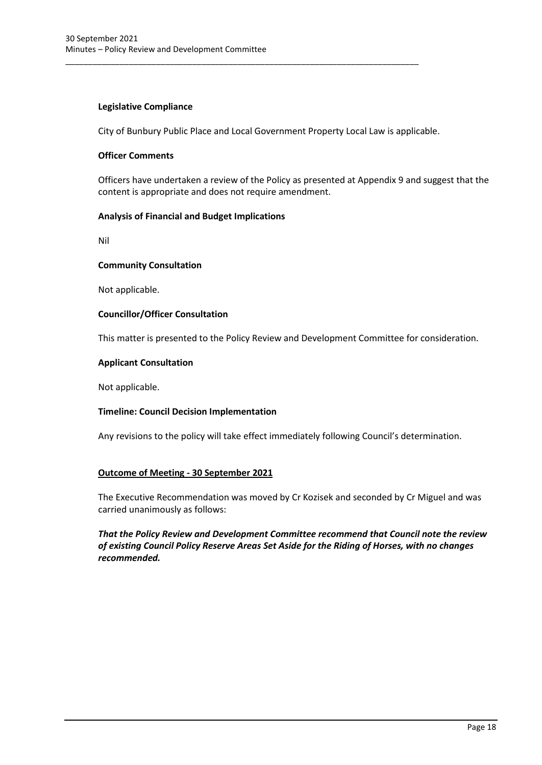**Legislative Compliance**

City of Bunbury Public Place and Local Government Property Local Law is applicable.

**Officer Comments**

Officers have undertaken a review of the Policy as presented at Appendix 9 and suggest that the content is appropriate and does not require amendment.

**Analysis of Financial and Budget Implications**

Nil

**Community Consultation**

Not applicable.

**Councillor/Officer Consultation**

This matter is presented to the Policy Review and Development Committee for consideration.

**Applicant Consultation**

Not applicable.

**Timeline: Council Decision Implementation**

Any revisions to the policy will take effect immediately following Council's determination.

**Outcome of Meeting - 30 September 2021**

The Executive Recommendation was moved by Cr Kozisek and seconded by Cr Miguel and was carried unanimously as follows:

***That the Policy Review and Development Committee recommend that Council note the review of existing Council Policy Reserve Areas Set Aside for the Riding of Horses, with no changes recommended.***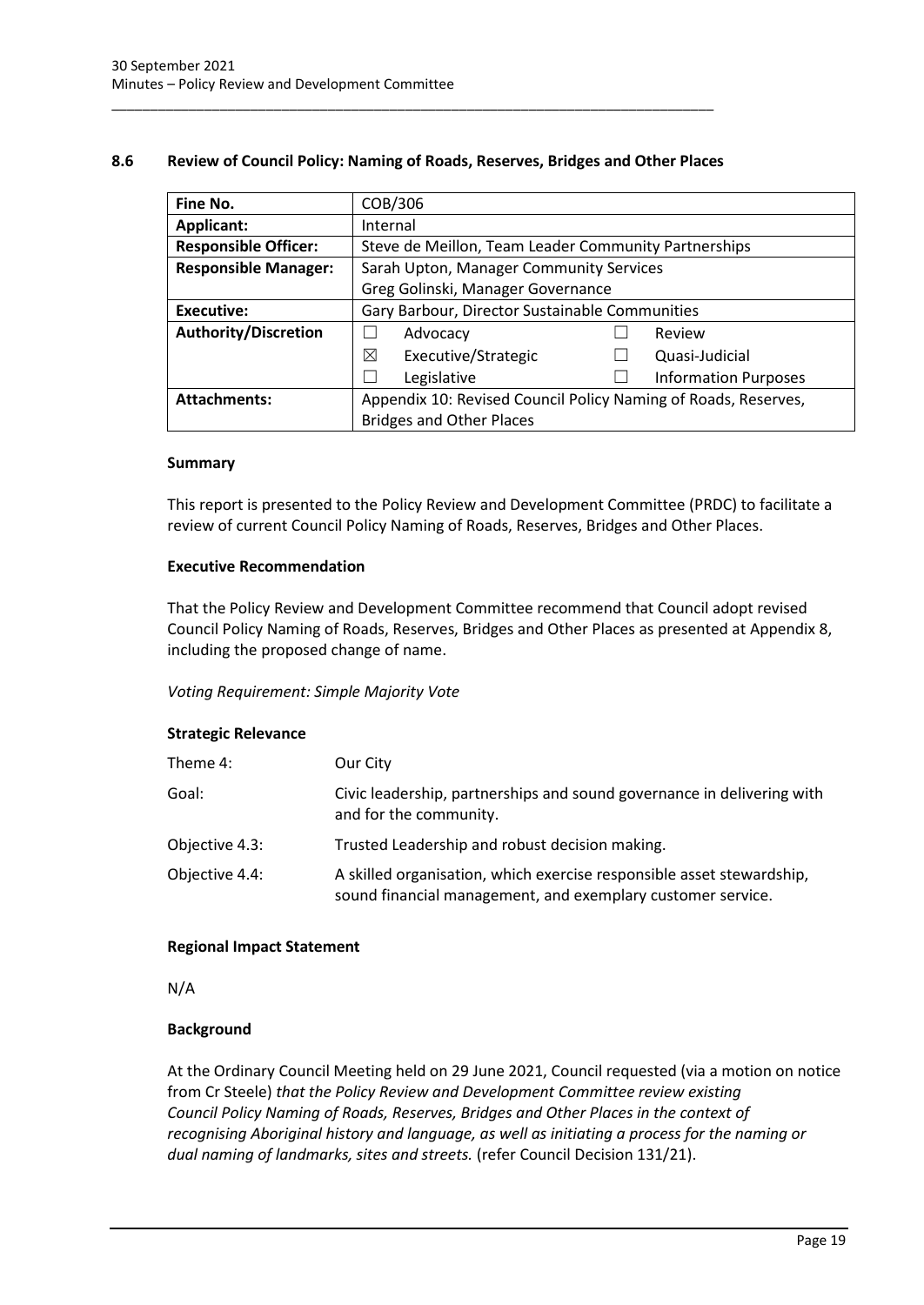## 8.6 Review of Council Policy: Naming of Roads, Reserves, Bridges and Other Places

| Fine No. | COB/306 | | | |
|---|---|---|---|---|
| **Applicant:** | Internal | | | |
| **Responsible Officer:** | Steve de Meillon, Team Leader Community Partnerships | | | |
| **Responsible Manager:** | Sarah Upton, Manager Community Services<br>Greg Golinski, Manager Governance | | | |
| **Executive:** | Gary Barbour, Director Sustainable Communities | | | |
| **Authority/Discretion** | ☐ | Advocacy | ☐ | Review |
| | ☒ | Executive/Strategic | ☐ | Quasi-Judicial |
| | ☐ | Legislative | ☐ | Information Purposes |
| **Attachments:** | Appendix 10: Revised Council Policy Naming of Roads, Reserves, Bridges and Other Places | | | |

### Summary

This report is presented to the Policy Review and Development Committee (PRDC) to facilitate a review of current Council Policy Naming of Roads, Reserves, Bridges and Other Places.

### Executive Recommendation

That the Policy Review and Development Committee recommend that Council adopt revised Council Policy Naming of Roads, Reserves, Bridges and Other Places as presented at Appendix 8, including the proposed change of name.

*Voting Requirement: Simple Majority Vote*

### Strategic Relevance

| | |
|---|---|
| Theme 4: | Our City |
| Goal: | Civic leadership, partnerships and sound governance in delivering with and for the community. |
| Objective 4.3: | Trusted Leadership and robust decision making. |
| Objective 4.4: | A skilled organisation, which exercise responsible asset stewardship, sound financial management, and exemplary customer service. |

### Regional Impact Statement

N/A

### Background

At the Ordinary Council Meeting held on 29 June 2021, Council requested (via a motion on notice from Cr Steele) *that the Policy Review and Development Committee review existing Council Policy Naming of Roads, Reserves, Bridges and Other Places in the context of recognising Aboriginal history and language, as well as initiating a process for the naming or dual naming of landmarks, sites and streets.* (refer Council Decision 131/21).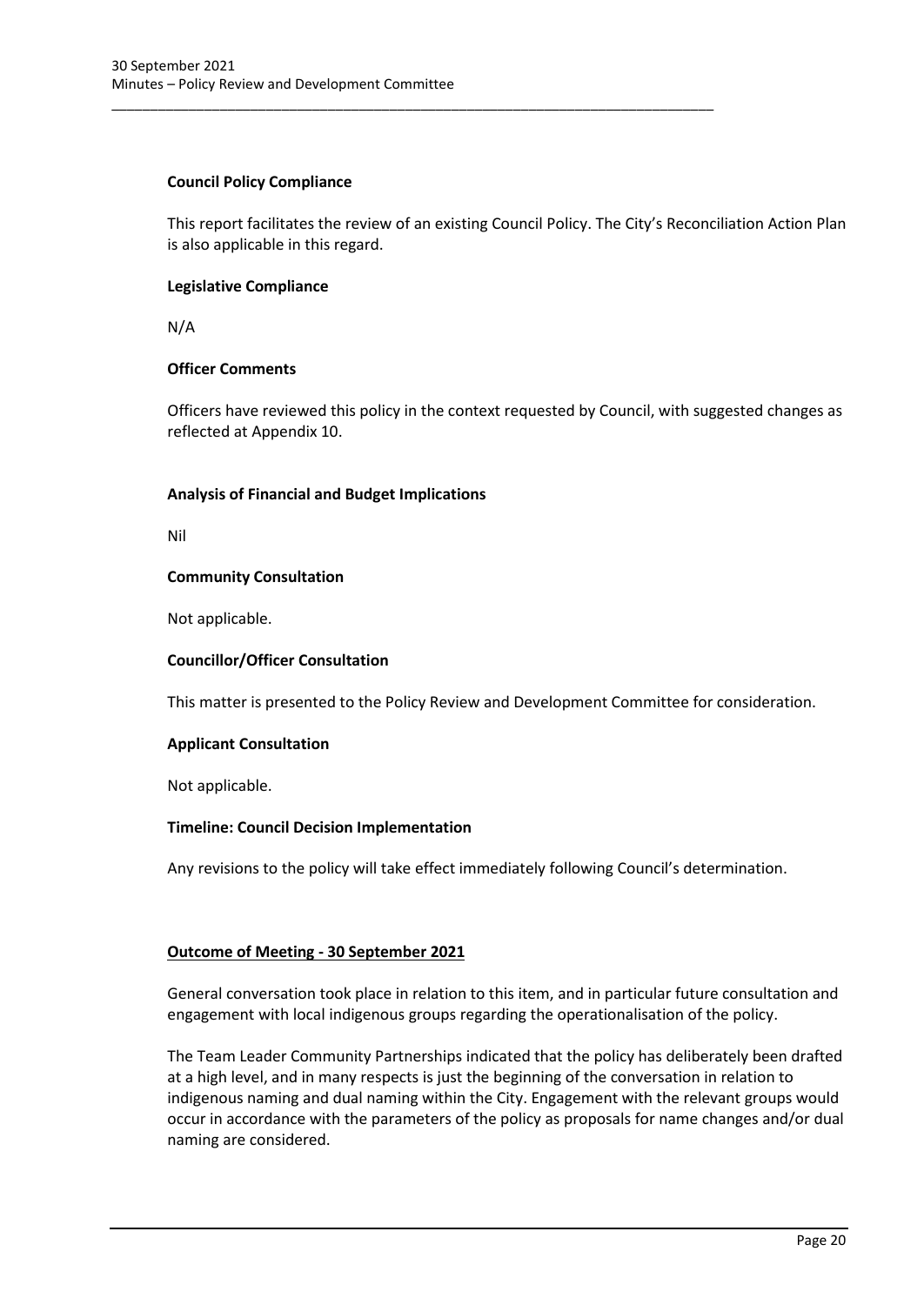**Council Policy Compliance**

This report facilitates the review of an existing Council Policy. The City's Reconciliation Action Plan is also applicable in this regard.

**Legislative Compliance**

N/A

**Officer Comments**

Officers have reviewed this policy in the context requested by Council, with suggested changes as reflected at Appendix 10.

**Analysis of Financial and Budget Implications**

Nil

**Community Consultation**

Not applicable.

**Councillor/Officer Consultation**

This matter is presented to the Policy Review and Development Committee for consideration.

**Applicant Consultation**

Not applicable.

**Timeline: Council Decision Implementation**

Any revisions to the policy will take effect immediately following Council's determination.

**Outcome of Meeting - 30 September 2021**

General conversation took place in relation to this item, and in particular future consultation and engagement with local indigenous groups regarding the operationalisation of the policy.

The Team Leader Community Partnerships indicated that the policy has deliberately been drafted at a high level, and in many respects is just the beginning of the conversation in relation to indigenous naming and dual naming within the City. Engagement with the relevant groups would occur in accordance with the parameters of the policy as proposals for name changes and/or dual naming are considered.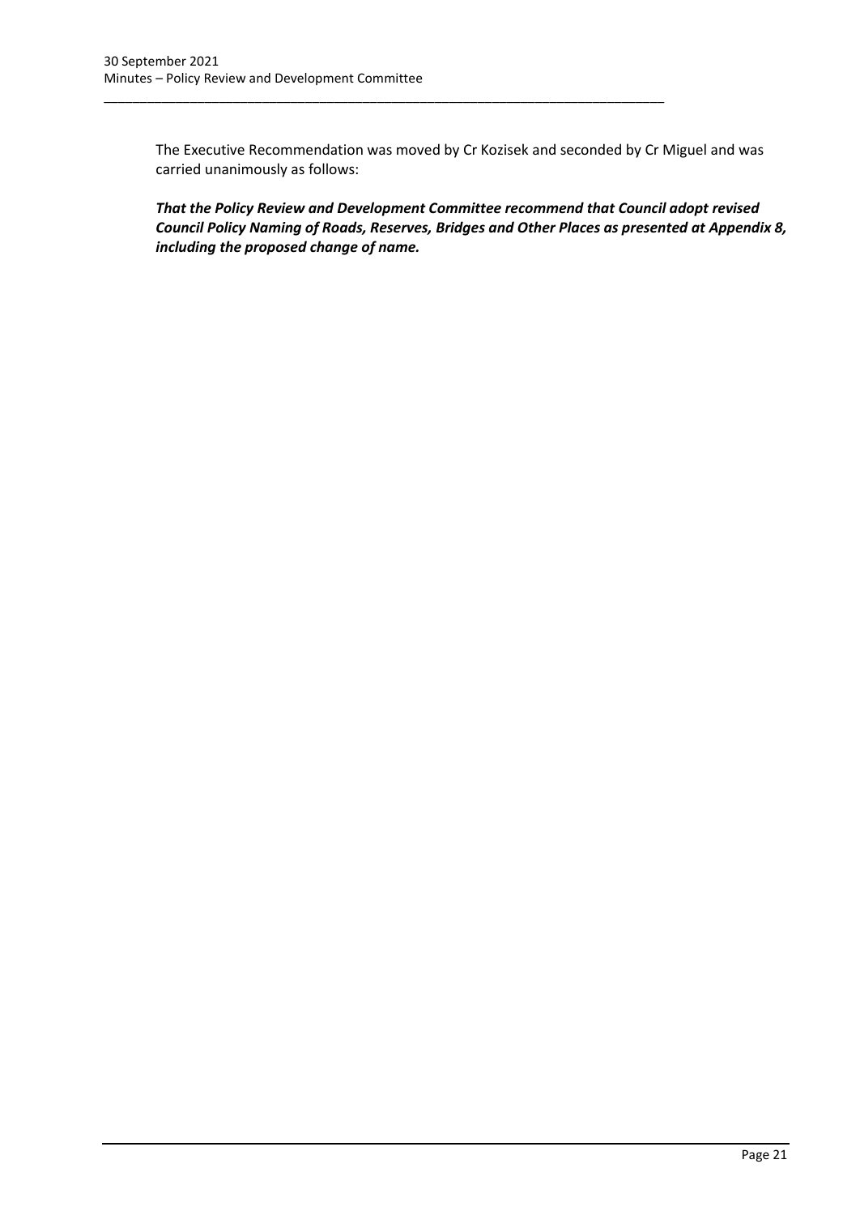The Executive Recommendation was moved by Cr Kozisek and seconded by Cr Miguel and was carried unanimously as follows:

***That the Policy Review and Development Committee recommend that Council adopt revised Council Policy Naming of Roads, Reserves, Bridges and Other Places as presented at Appendix 8, including the proposed change of name.***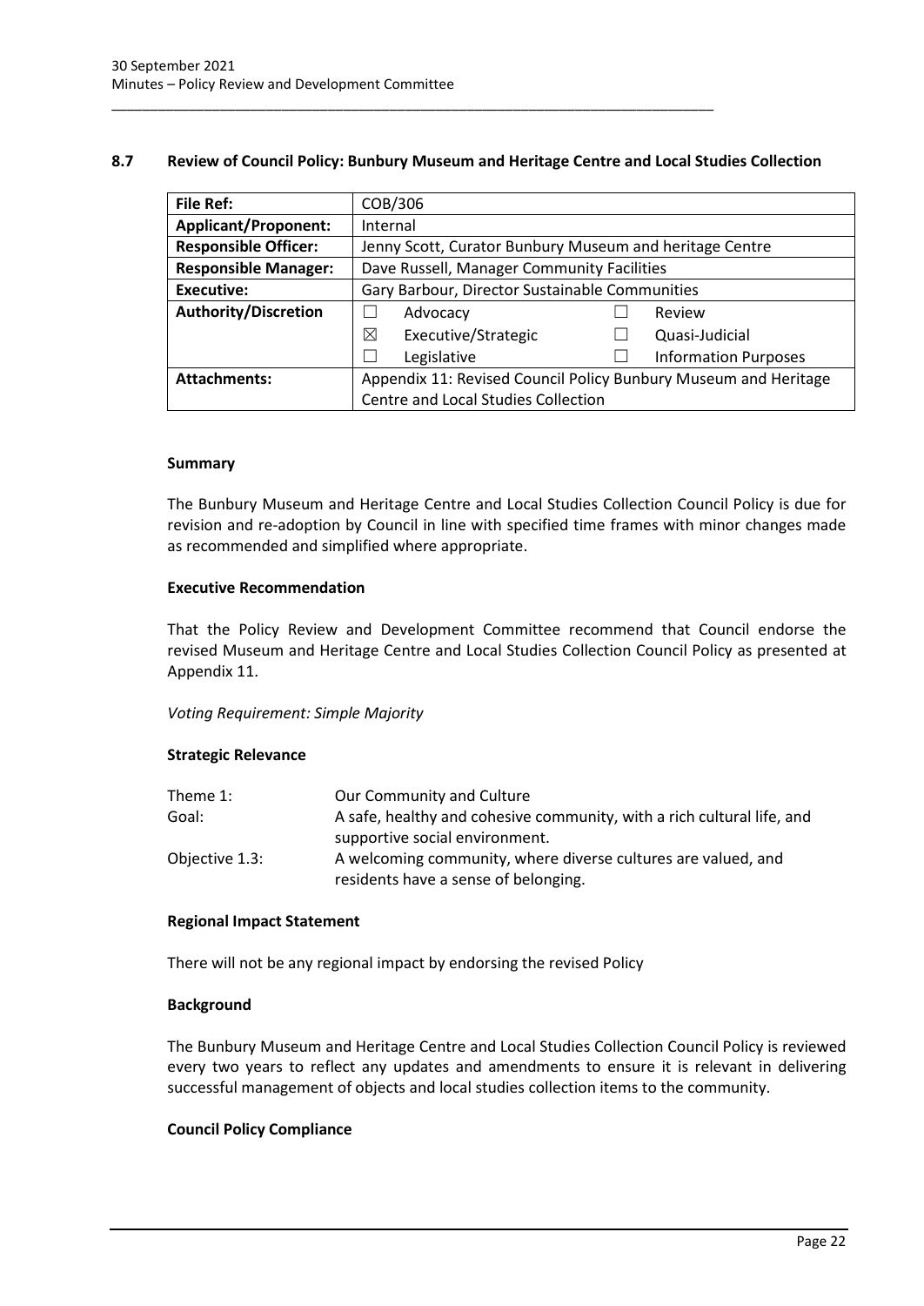## 8.7 Review of Council Policy: Bunbury Museum and Heritage Centre and Local Studies Collection

| File Ref: | COB/306 | | | |
|---|---|---|---|---|
| **Applicant/Proponent:** | Internal | | | |
| **Responsible Officer:** | Jenny Scott, Curator Bunbury Museum and heritage Centre | | | |
| **Responsible Manager:** | Dave Russell, Manager Community Facilities | | | |
| **Executive:** | Gary Barbour, Director Sustainable Communities | | | |
| **Authority/Discretion** | ☐ | Advocacy | ☐ | Review |
| | ☒ | Executive/Strategic | ☐ | Quasi-Judicial |
| | ☐ | Legislative | ☐ | Information Purposes |
| **Attachments:** | Appendix 11: Revised Council Policy Bunbury Museum and Heritage Centre and Local Studies Collection | | | |

### Summary

The Bunbury Museum and Heritage Centre and Local Studies Collection Council Policy is due for revision and re-adoption by Council in line with specified time frames with minor changes made as recommended and simplified where appropriate.

### Executive Recommendation

That the Policy Review and Development Committee recommend that Council endorse the revised Museum and Heritage Centre and Local Studies Collection Council Policy as presented at Appendix 11.

*Voting Requirement: Simple Majority*

### Strategic Relevance

| | |
|---|---|
| Theme 1: | Our Community and Culture |
| Goal: | A safe, healthy and cohesive community, with a rich cultural life, and supportive social environment. |
| Objective 1.3: | A welcoming community, where diverse cultures are valued, and residents have a sense of belonging. |

### Regional Impact Statement

There will not be any regional impact by endorsing the revised Policy

### Background

The Bunbury Museum and Heritage Centre and Local Studies Collection Council Policy is reviewed every two years to reflect any updates and amendments to ensure it is relevant in delivering successful management of objects and local studies collection items to the community.

### Council Policy Compliance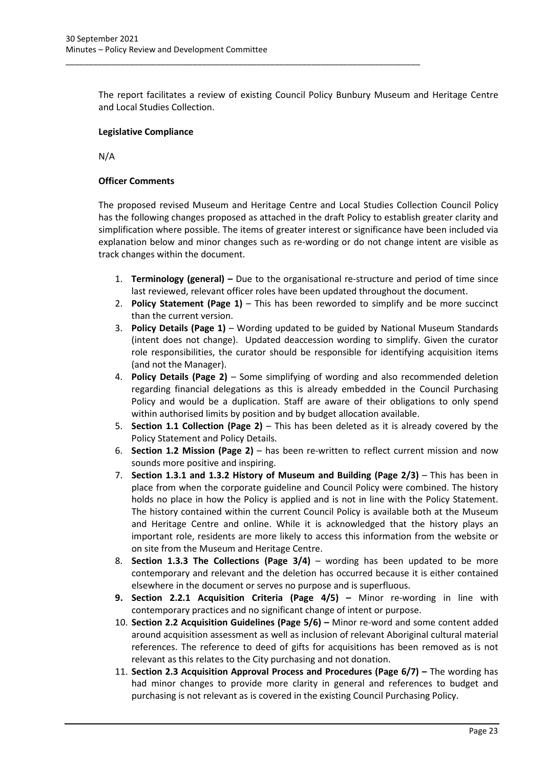The report facilitates a review of existing Council Policy Bunbury Museum and Heritage Centre and Local Studies Collection.

**Legislative Compliance**

N/A

**Officer Comments**

The proposed revised Museum and Heritage Centre and Local Studies Collection Council Policy has the following changes proposed as attached in the draft Policy to establish greater clarity and simplification where possible. The items of greater interest or significance have been included via explanation below and minor changes such as re-wording or do not change intent are visible as track changes within the document.

1. **Terminology (general) –** Due to the organisational re-structure and period of time since last reviewed, relevant officer roles have been updated throughout the document.
2. **Policy Statement (Page 1)** – This has been reworded to simplify and be more succinct than the current version.
3. **Policy Details (Page 1)** – Wording updated to be guided by National Museum Standards (intent does not change). Updated deaccession wording to simplify. Given the curator role responsibilities, the curator should be responsible for identifying acquisition items (and not the Manager).
4. **Policy Details (Page 2)** – Some simplifying of wording and also recommended deletion regarding financial delegations as this is already embedded in the Council Purchasing Policy and would be a duplication. Staff are aware of their obligations to only spend within authorised limits by position and by budget allocation available.
5. **Section 1.1 Collection (Page 2)** – This has been deleted as it is already covered by the Policy Statement and Policy Details.
6. **Section 1.2 Mission (Page 2)** – has been re-written to reflect current mission and now sounds more positive and inspiring.
7. **Section 1.3.1 and 1.3.2 History of Museum and Building (Page 2/3)** – This has been in place from when the corporate guideline and Council Policy were combined. The history holds no place in how the Policy is applied and is not in line with the Policy Statement. The history contained within the current Council Policy is available both at the Museum and Heritage Centre and online. While it is acknowledged that the history plays an important role, residents are more likely to access this information from the website or on site from the Museum and Heritage Centre.
8. **Section 1.3.3 The Collections (Page 3/4)** – wording has been updated to be more contemporary and relevant and the deletion has occurred because it is either contained elsewhere in the document or serves no purpose and is superfluous.
9. **Section 2.2.1 Acquisition Criteria (Page 4/5) –** Minor re-wording in line with contemporary practices and no significant change of intent or purpose.
10. **Section 2.2 Acquisition Guidelines (Page 5/6) –** Minor re-word and some content added around acquisition assessment as well as inclusion of relevant Aboriginal cultural material references. The reference to deed of gifts for acquisitions has been removed as is not relevant as this relates to the City purchasing and not donation.
11. **Section 2.3 Acquisition Approval Process and Procedures (Page 6/7) –** The wording has had minor changes to provide more clarity in general and references to budget and purchasing is not relevant as is covered in the existing Council Purchasing Policy.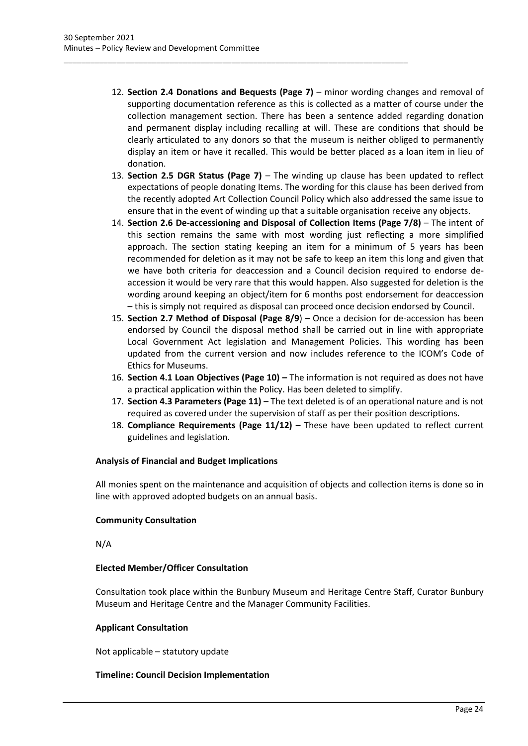12. **Section 2.4 Donations and Bequests (Page 7)** – minor wording changes and removal of supporting documentation reference as this is collected as a matter of course under the collection management section. There has been a sentence added regarding donation and permanent display including recalling at will. These are conditions that should be clearly articulated to any donors so that the museum is neither obliged to permanently display an item or have it recalled. This would be better placed as a loan item in lieu of donation.
13. **Section 2.5 DGR Status (Page 7)** – The winding up clause has been updated to reflect expectations of people donating Items. The wording for this clause has been derived from the recently adopted Art Collection Council Policy which also addressed the same issue to ensure that in the event of winding up that a suitable organisation receive any objects.
14. **Section 2.6 De-accessioning and Disposal of Collection Items (Page 7/8)** – The intent of this section remains the same with most wording just reflecting a more simplified approach. The section stating keeping an item for a minimum of 5 years has been recommended for deletion as it may not be safe to keep an item this long and given that we have both criteria for deaccession and a Council decision required to endorse de-accession it would be very rare that this would happen. Also suggested for deletion is the wording around keeping an object/item for 6 months post endorsement for deaccession – this is simply not required as disposal can proceed once decision endorsed by Council.
15. **Section 2.7 Method of Disposal (Page 8/9**) – Once a decision for de-accession has been endorsed by Council the disposal method shall be carried out in line with appropriate Local Government Act legislation and Management Policies. This wording has been updated from the current version and now includes reference to the ICOM's Code of Ethics for Museums.
16. **Section 4.1 Loan Objectives (Page 10) –** The information is not required as does not have a practical application within the Policy. Has been deleted to simplify.
17. **Section 4.3 Parameters (Page 11)** – The text deleted is of an operational nature and is not required as covered under the supervision of staff as per their position descriptions.
18. **Compliance Requirements (Page 11/12)** – These have been updated to reflect current guidelines and legislation.

**Analysis of Financial and Budget Implications**

All monies spent on the maintenance and acquisition of objects and collection items is done so in line with approved adopted budgets on an annual basis.

**Community Consultation**

N/A

**Elected Member/Officer Consultation**

Consultation took place within the Bunbury Museum and Heritage Centre Staff, Curator Bunbury Museum and Heritage Centre and the Manager Community Facilities.

**Applicant Consultation**

Not applicable – statutory update

**Timeline: Council Decision Implementation**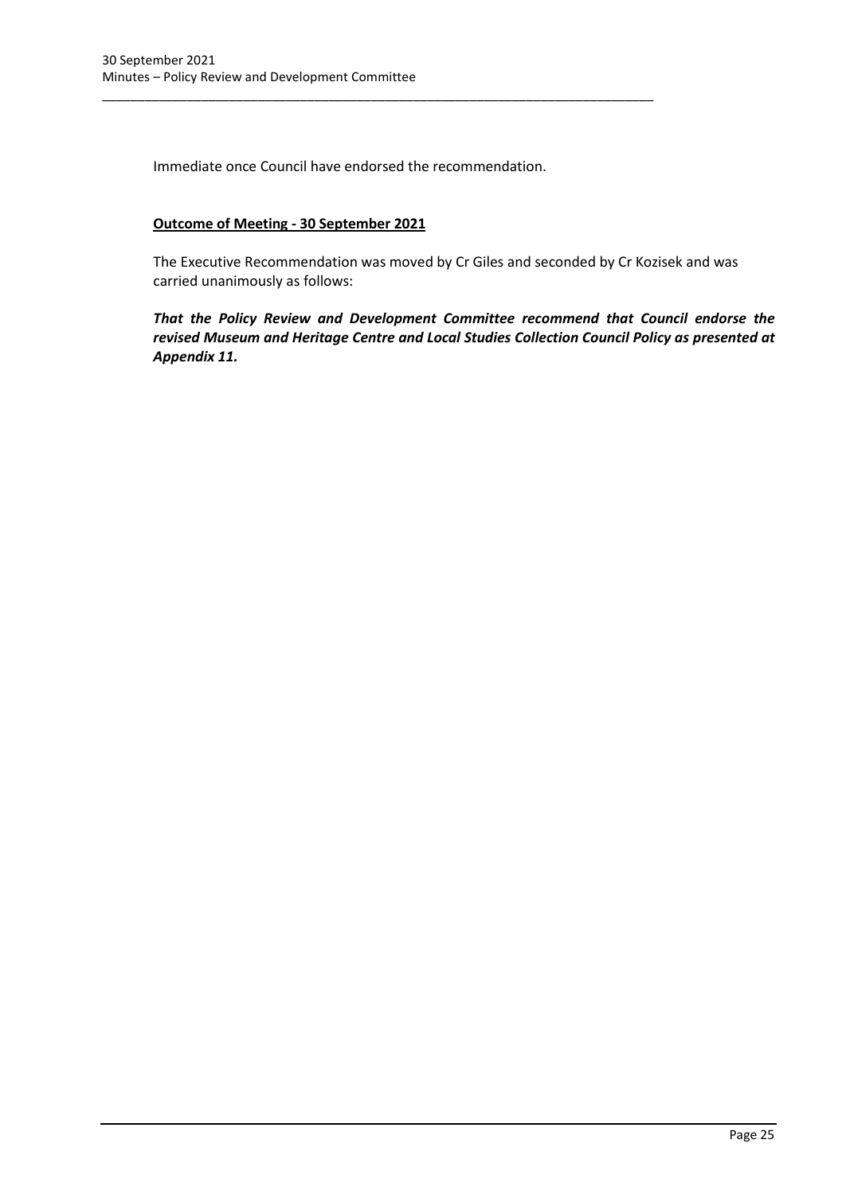Immediate once Council have endorsed the recommendation.

**Outcome of Meeting - 30 September 2021**

The Executive Recommendation was moved by Cr Giles and seconded by Cr Kozisek and was carried unanimously as follows:

***That the Policy Review and Development Committee recommend that Council endorse the revised Museum and Heritage Centre and Local Studies Collection Council Policy as presented at Appendix 11.***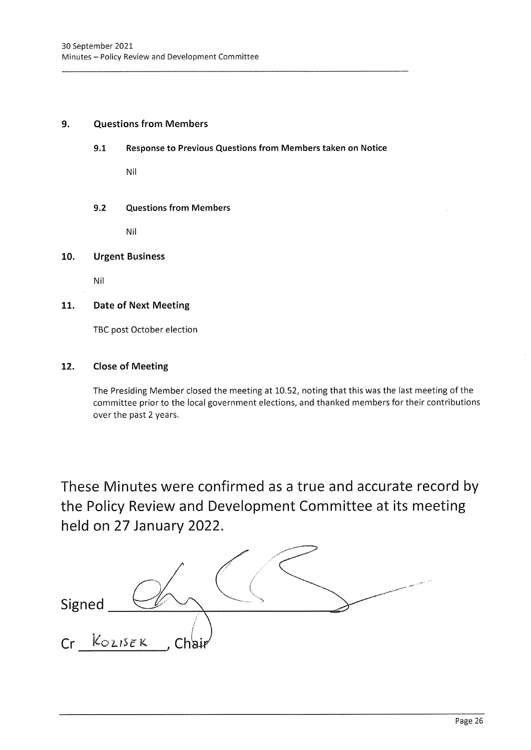## 9. Questions from Members

### 9.1 Response to Previous Questions from Members taken on Notice

Nil

### 9.2 Questions from Members

Nil

## 10. Urgent Business

Nil

## 11. Date of Next Meeting

TBC post October election

## 12. Close of Meeting

The Presiding Member closed the meeting at 10.52, noting that this was the last meeting of the committee prior to the local government elections, and thanked members for their contributions over the past 2 years.

These Minutes were confirmed as a true and accurate record by the Policy Review and Development Committee at its meeting held on 27 January 2022.

Signed ______________________

Cr KOZISEK, Chair